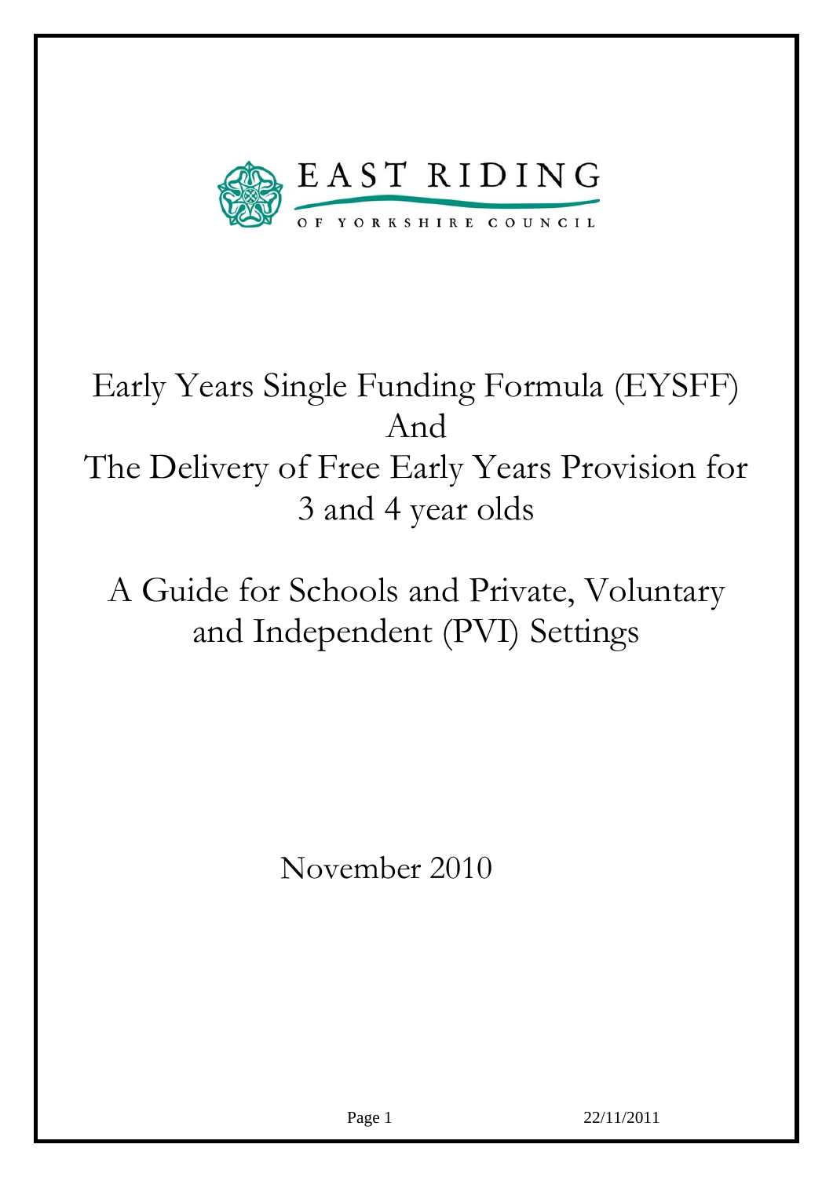EAST RIDING

OF YORKSHIRE COUNCIL

# Early Years Single Funding Formula (EYSFF) And The Delivery of Free Early Years Provision for 3 and 4 year olds

## A Guide for Schools and Private, Voluntary and Independent (PVI) Settings

November 2010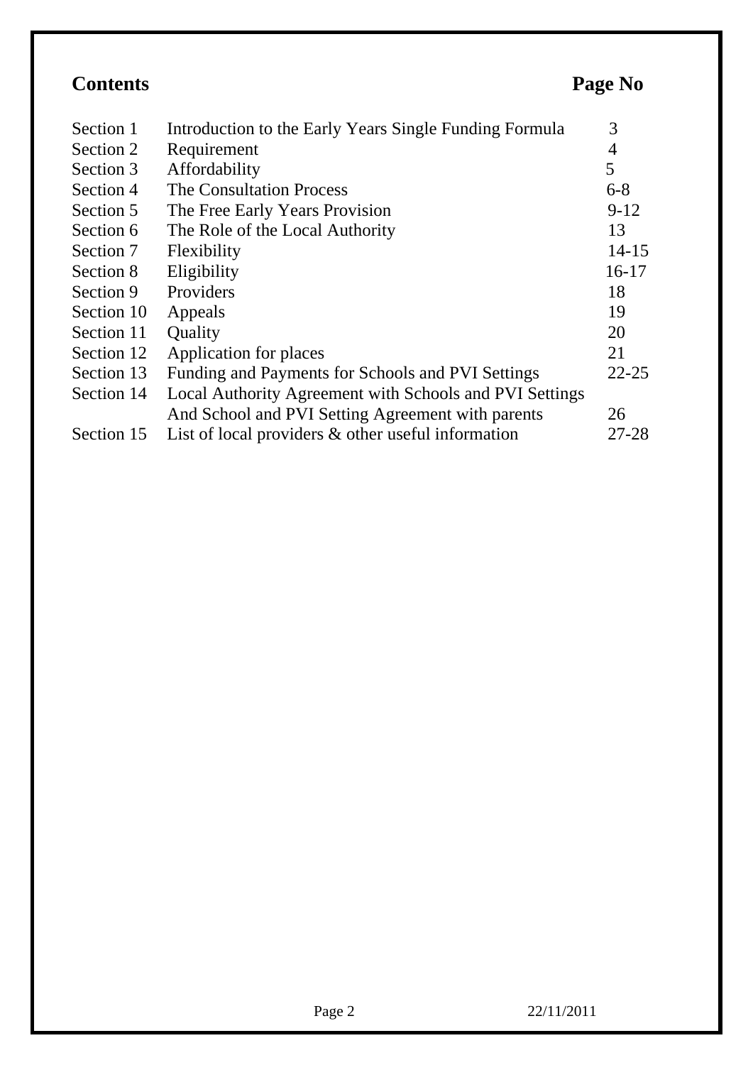## Contents

| | | Page No |
|---|---|---|
| Section 1 | Introduction to the Early Years Single Funding Formula | 3 |
| Section 2 | Requirement | 4 |
| Section 3 | Affordability | 5 |
| Section 4 | The Consultation Process | 6-8 |
| Section 5 | The Free Early Years Provision | 9-12 |
| Section 6 | The Role of the Local Authority | 13 |
| Section 7 | Flexibility | 14-15 |
| Section 8 | Eligibility | 16-17 |
| Section 9 | Providers | 18 |
| Section 10 | Appeals | 19 |
| Section 11 | Quality | 20 |
| Section 12 | Application for places | 21 |
| Section 13 | Funding and Payments for Schools and PVI Settings | 22-25 |
| Section 14 | Local Authority Agreement with Schools and PVI Settings And School and PVI Setting Agreement with parents | 26 |
| Section 15 | List of local providers & other useful information | 27-28 |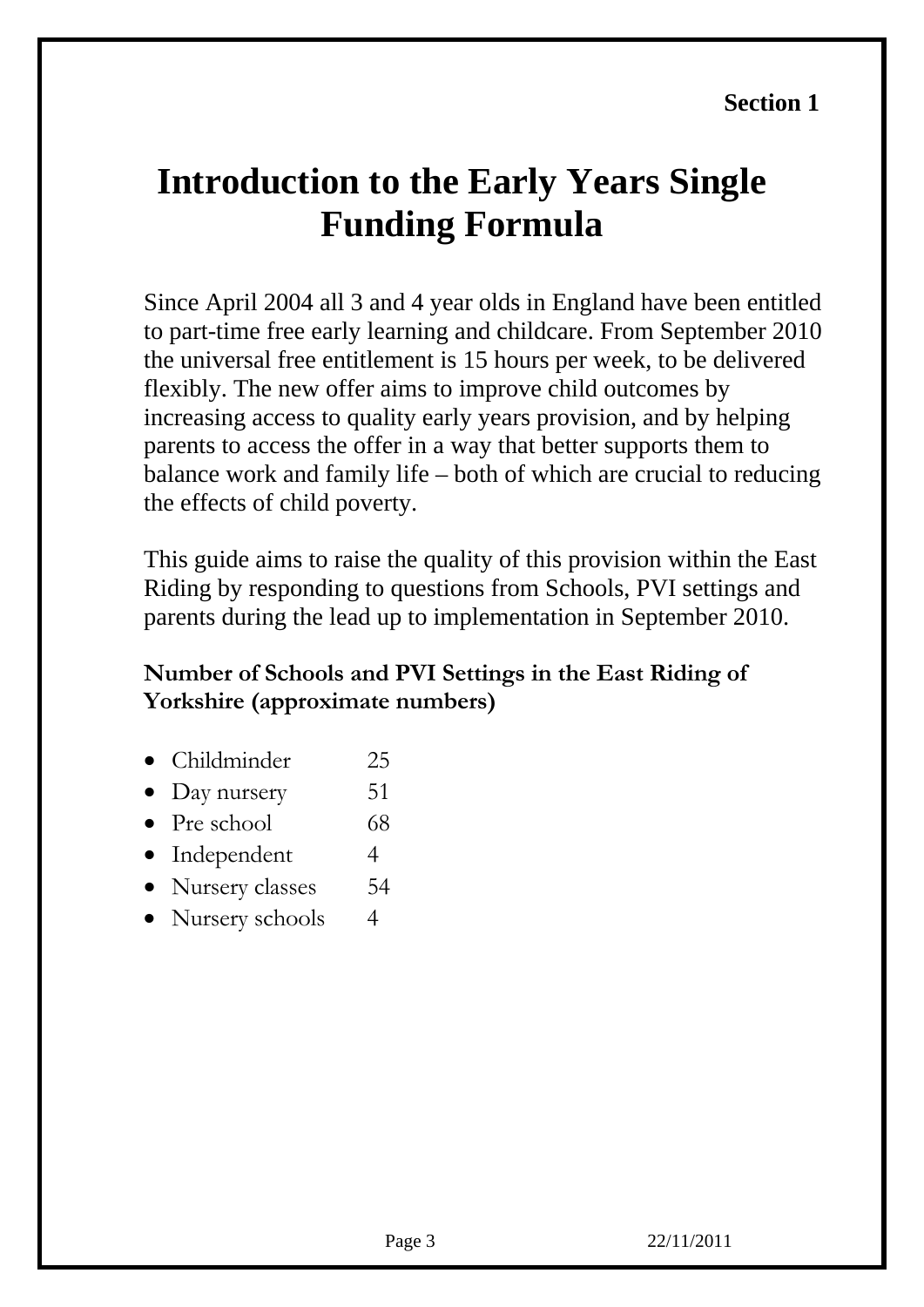**Section 1**

# Introduction to the Early Years Single Funding Formula

Since April 2004 all 3 and 4 year olds in England have been entitled to part-time free early learning and childcare. From September 2010 the universal free entitlement is 15 hours per week, to be delivered flexibly. The new offer aims to improve child outcomes by increasing access to quality early years provision, and by helping parents to access the offer in a way that better supports them to balance work and family life – both of which are crucial to reducing the effects of child poverty.

This guide aims to raise the quality of this provision within the East Riding by responding to questions from Schools, PVI settings and parents during the lead up to implementation in September 2010.

**Number of Schools and PVI Settings in the East Riding of Yorkshire (approximate numbers)**

- Childminder 25
- Day nursery 51
- Pre school 68
- Independent 4
- Nursery classes 54
- Nursery schools 4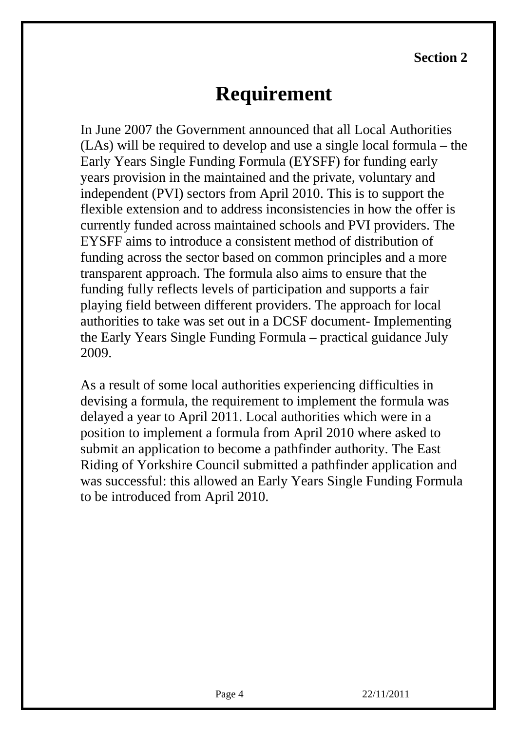**Section 2**

# Requirement

In June 2007 the Government announced that all Local Authorities (LAs) will be required to develop and use a single local formula – the Early Years Single Funding Formula (EYSFF) for funding early years provision in the maintained and the private, voluntary and independent (PVI) sectors from April 2010. This is to support the flexible extension and to address inconsistencies in how the offer is currently funded across maintained schools and PVI providers. The EYSFF aims to introduce a consistent method of distribution of funding across the sector based on common principles and a more transparent approach. The formula also aims to ensure that the funding fully reflects levels of participation and supports a fair playing field between different providers. The approach for local authorities to take was set out in a DCSF document- Implementing the Early Years Single Funding Formula – practical guidance July 2009.

As a result of some local authorities experiencing difficulties in devising a formula, the requirement to implement the formula was delayed a year to April 2011. Local authorities which were in a position to implement a formula from April 2010 where asked to submit an application to become a pathfinder authority. The East Riding of Yorkshire Council submitted a pathfinder application and was successful: this allowed an Early Years Single Funding Formula to be introduced from April 2010.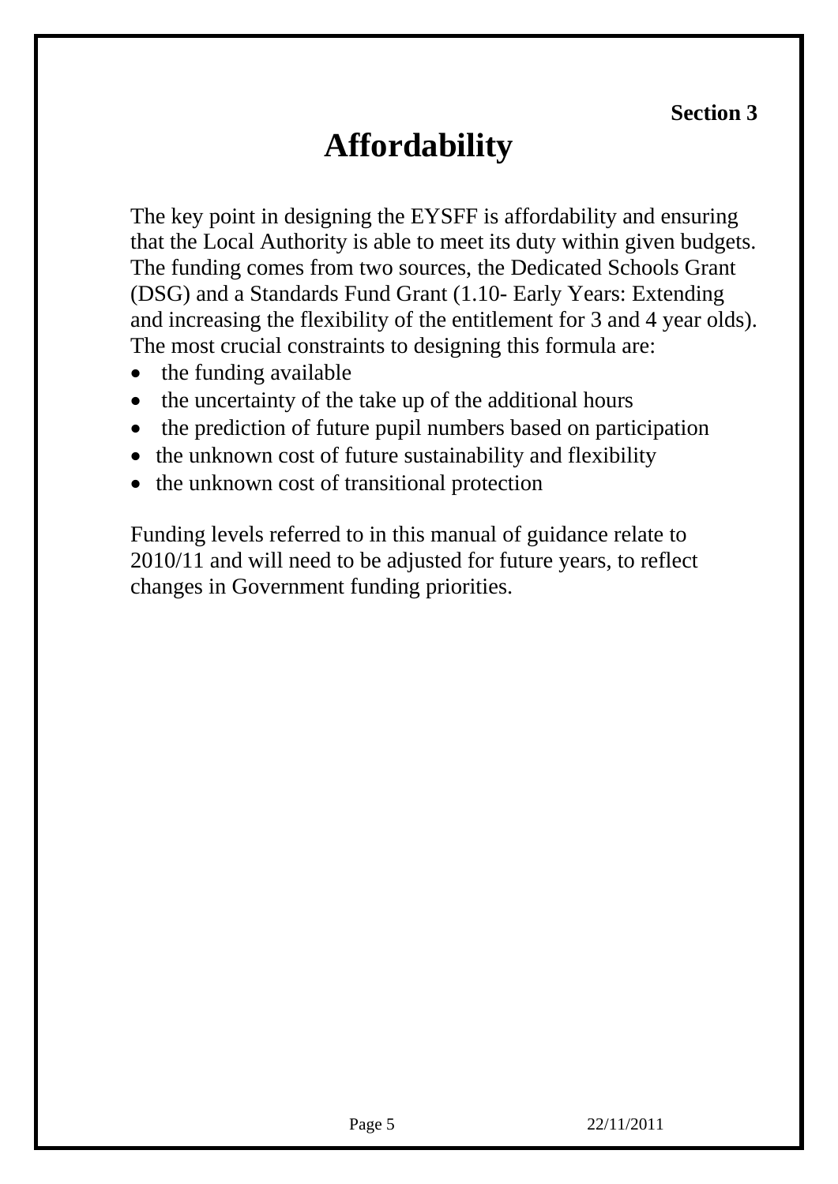**Section 3**

# Affordability

The key point in designing the EYSFF is affordability and ensuring that the Local Authority is able to meet its duty within given budgets. The funding comes from two sources, the Dedicated Schools Grant (DSG) and a Standards Fund Grant (1.10- Early Years: Extending and increasing the flexibility of the entitlement for 3 and 4 year olds). The most crucial constraints to designing this formula are:

- the funding available
- the uncertainty of the take up of the additional hours
- the prediction of future pupil numbers based on participation
- the unknown cost of future sustainability and flexibility
- the unknown cost of transitional protection

Funding levels referred to in this manual of guidance relate to 2010/11 and will need to be adjusted for future years, to reflect changes in Government funding priorities.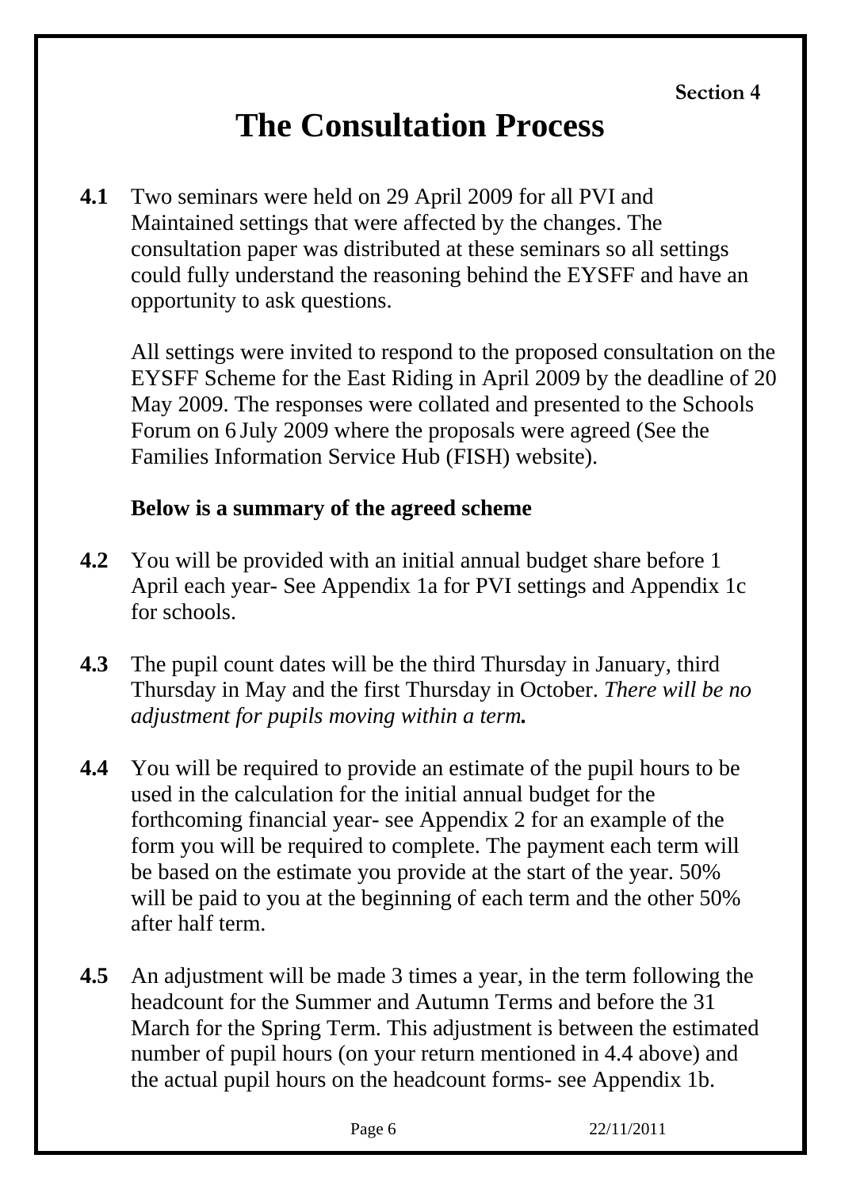Section 4

# The Consultation Process

**4.1** Two seminars were held on 29 April 2009 for all PVI and Maintained settings that were affected by the changes. The consultation paper was distributed at these seminars so all settings could fully understand the reasoning behind the EYSFF and have an opportunity to ask questions.

All settings were invited to respond to the proposed consultation on the EYSFF Scheme for the East Riding in April 2009 by the deadline of 20 May 2009. The responses were collated and presented to the Schools Forum on 6 July 2009 where the proposals were agreed (See the Families Information Service Hub (FISH) website).

**Below is a summary of the agreed scheme**

**4.2** You will be provided with an initial annual budget share before 1 April each year- See Appendix 1a for PVI settings and Appendix 1c for schools.

**4.3** The pupil count dates will be the third Thursday in January, third Thursday in May and the first Thursday in October. *There will be no adjustment for pupils moving within a term.*

**4.4** You will be required to provide an estimate of the pupil hours to be used in the calculation for the initial annual budget for the forthcoming financial year- see Appendix 2 for an example of the form you will be required to complete. The payment each term will be based on the estimate you provide at the start of the year. 50% will be paid to you at the beginning of each term and the other 50% after half term.

**4.5** An adjustment will be made 3 times a year, in the term following the headcount for the Summer and Autumn Terms and before the 31 March for the Spring Term. This adjustment is between the estimated number of pupil hours (on your return mentioned in 4.4 above) and the actual pupil hours on the headcount forms- see Appendix 1b.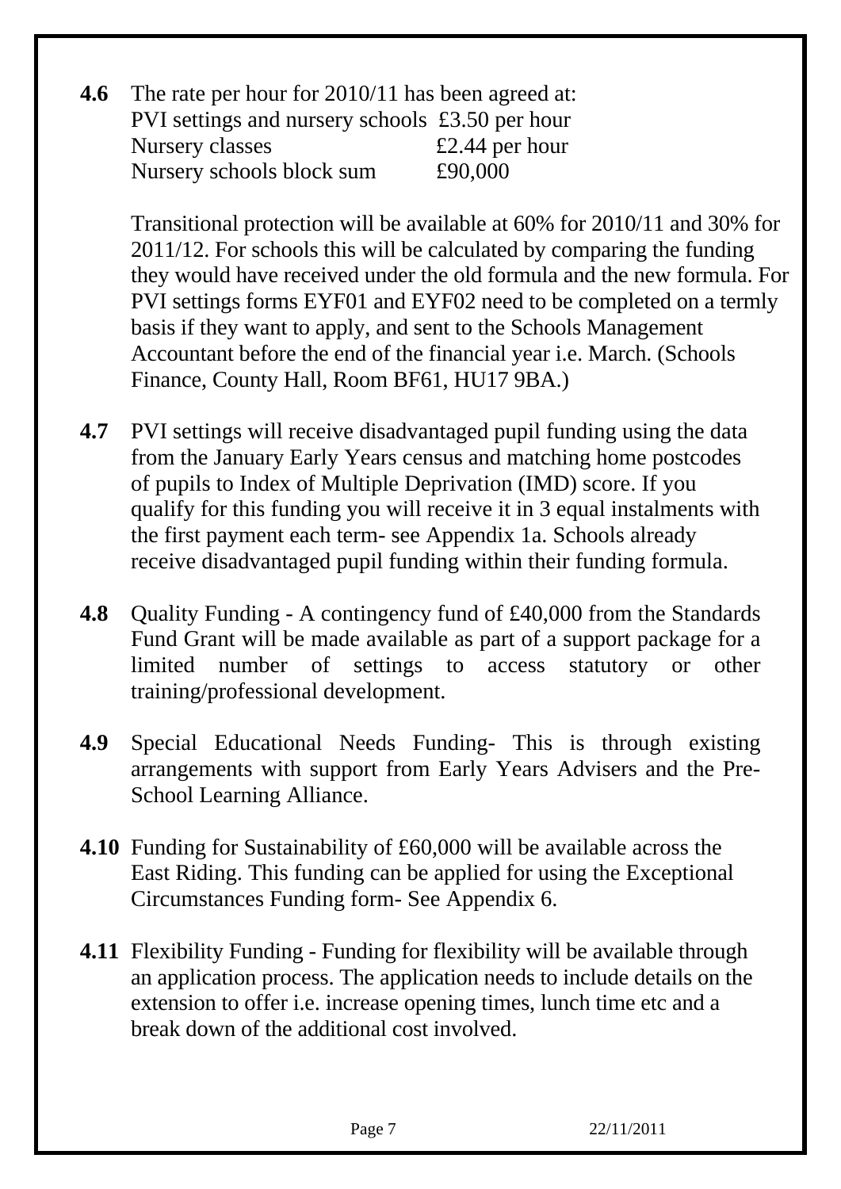**4.6** The rate per hour for 2010/11 has been agreed at:

| | |
|---|---|
| PVI settings and nursery schools | £3.50 per hour |
| Nursery classes | £2.44 per hour |
| Nursery schools block sum | £90,000 |

Transitional protection will be available at 60% for 2010/11 and 30% for 2011/12. For schools this will be calculated by comparing the funding they would have received under the old formula and the new formula. For PVI settings forms EYF01 and EYF02 need to be completed on a termly basis if they want to apply, and sent to the Schools Management Accountant before the end of the financial year i.e. March. (Schools Finance, County Hall, Room BF61, HU17 9BA.)

**4.7** PVI settings will receive disadvantaged pupil funding using the data from the January Early Years census and matching home postcodes of pupils to Index of Multiple Deprivation (IMD) score. If you qualify for this funding you will receive it in 3 equal instalments with the first payment each term- see Appendix 1a. Schools already receive disadvantaged pupil funding within their funding formula.

**4.8** Quality Funding - A contingency fund of £40,000 from the Standards Fund Grant will be made available as part of a support package for a limited number of settings to access statutory or other training/professional development.

**4.9** Special Educational Needs Funding- This is through existing arrangements with support from Early Years Advisers and the Pre-School Learning Alliance.

**4.10** Funding for Sustainability of £60,000 will be available across the East Riding. This funding can be applied for using the Exceptional Circumstances Funding form- See Appendix 6.

**4.11** Flexibility Funding - Funding for flexibility will be available through an application process. The application needs to include details on the extension to offer i.e. increase opening times, lunch time etc and a break down of the additional cost involved.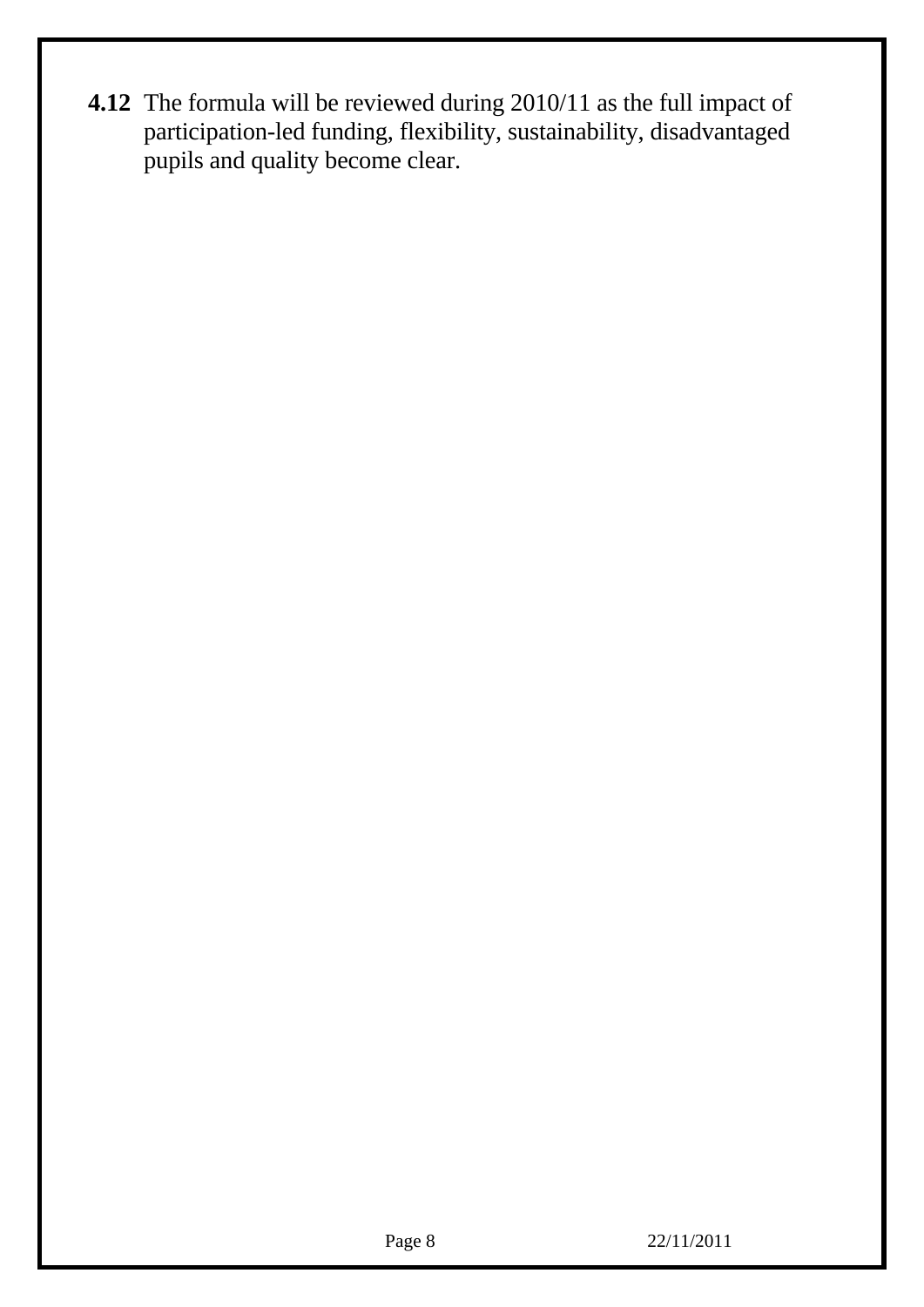**4.12** The formula will be reviewed during 2010/11 as the full impact of participation-led funding, flexibility, sustainability, disadvantaged pupils and quality become clear.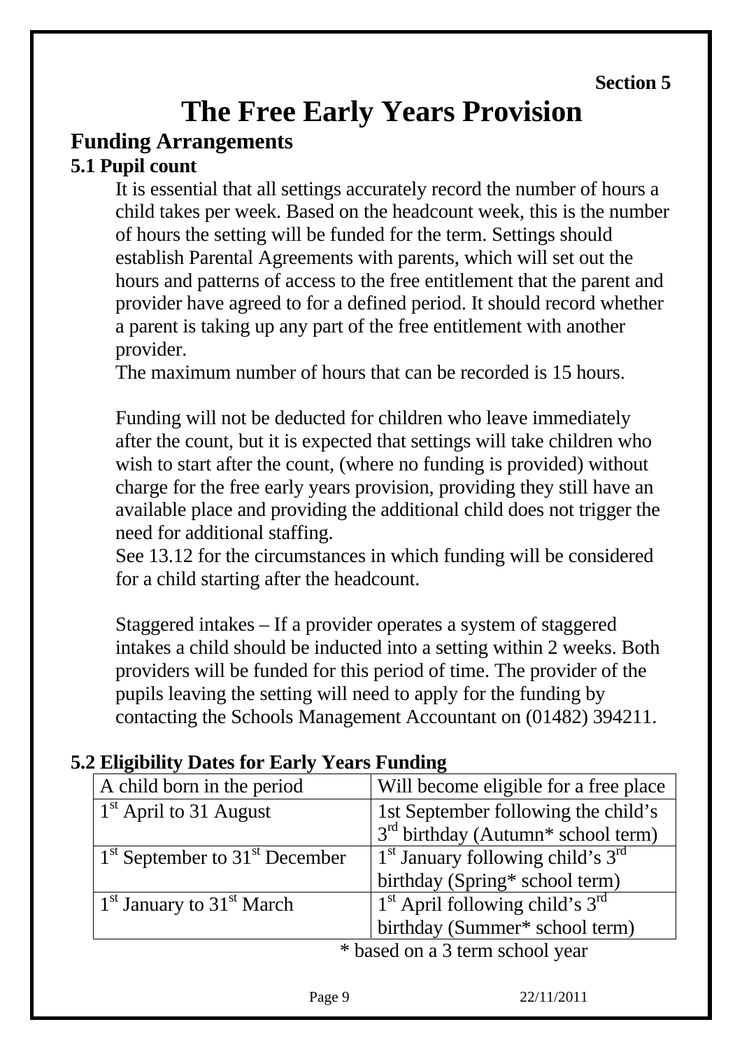**Section 5**

# The Free Early Years Provision

## Funding Arrangements

### 5.1 Pupil count

It is essential that all settings accurately record the number of hours a child takes per week. Based on the headcount week, this is the number of hours the setting will be funded for the term. Settings should establish Parental Agreements with parents, which will set out the hours and patterns of access to the free entitlement that the parent and provider have agreed to for a defined period. It should record whether a parent is taking up any part of the free entitlement with another provider.
The maximum number of hours that can be recorded is 15 hours.

Funding will not be deducted for children who leave immediately after the count, but it is expected that settings will take children who wish to start after the count, (where no funding is provided) without charge for the free early years provision, providing they still have an available place and providing the additional child does not trigger the need for additional staffing.
See 13.12 for the circumstances in which funding will be considered for a child starting after the headcount.

Staggered intakes – If a provider operates a system of staggered intakes a child should be inducted into a setting within 2 weeks. Both providers will be funded for this period of time. The provider of the pupils leaving the setting will need to apply for the funding by contacting the Schools Management Accountant on (01482) 394211.

### 5.2 Eligibility Dates for Early Years Funding

| A child born in the period | Will become eligible for a free place |
|---|---|
| 1st April to 31 August | 1st September following the child's 3rd birthday (Autumn* school term) |
| 1st September to 31st December | 1st January following child's 3rd birthday (Spring* school term) |
| 1st January to 31st March | 1st April following child's 3rd birthday (Summer* school term) |

\* based on a 3 term school year

22/11/2011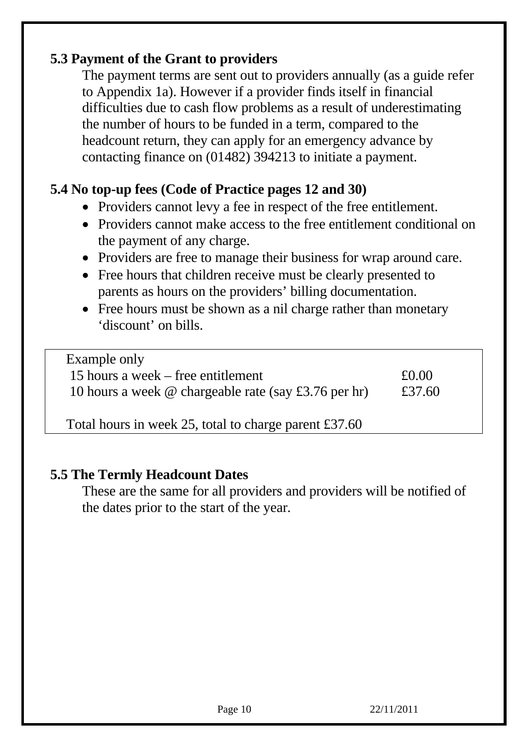## 5.3 Payment of the Grant to providers

The payment terms are sent out to providers annually (as a guide refer to Appendix 1a). However if a provider finds itself in financial difficulties due to cash flow problems as a result of underestimating the number of hours to be funded in a term, compared to the headcount return, they can apply for an emergency advance by contacting finance on (01482) 394213 to initiate a payment.

## 5.4 No top-up fees (Code of Practice pages 12 and 30)

- Providers cannot levy a fee in respect of the free entitlement.
- Providers cannot make access to the free entitlement conditional on the payment of any charge.
- Providers are free to manage their business for wrap around care.
- Free hours that children receive must be clearly presented to parents as hours on the providers' billing documentation.
- Free hours must be shown as a nil charge rather than monetary 'discount' on bills.

| Example only | |
|---|---|
| 15 hours a week – free entitlement | £0.00 |
| 10 hours a week @ chargeable rate (say £3.76 per hr) | £37.60 |
| Total hours in week 25, total to charge parent £37.60 | |

## 5.5 The Termly Headcount Dates

These are the same for all providers and providers will be notified of the dates prior to the start of the year.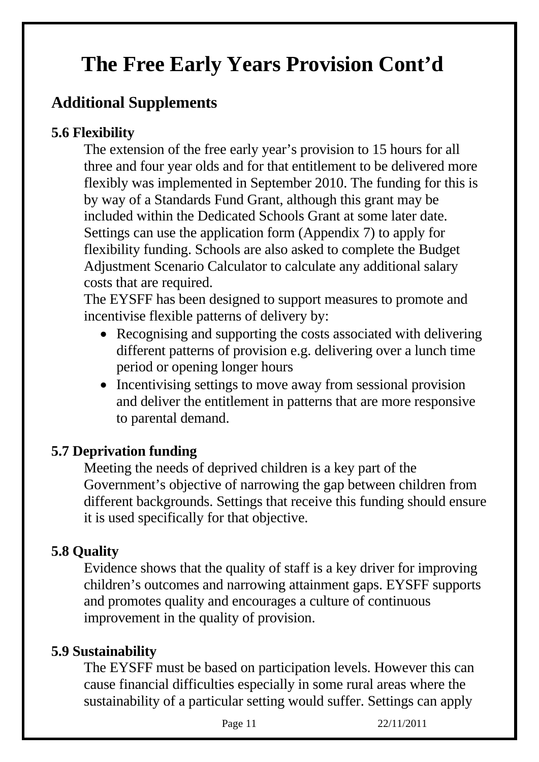# The Free Early Years Provision Cont'd

## Additional Supplements

### 5.6 Flexibility

The extension of the free early year's provision to 15 hours for all three and four year olds and for that entitlement to be delivered more flexibly was implemented in September 2010. The funding for this is by way of a Standards Fund Grant, although this grant may be included within the Dedicated Schools Grant at some later date. Settings can use the application form (Appendix 7) to apply for flexibility funding. Schools are also asked to complete the Budget Adjustment Scenario Calculator to calculate any additional salary costs that are required.

The EYSFF has been designed to support measures to promote and incentivise flexible patterns of delivery by:

- Recognising and supporting the costs associated with delivering different patterns of provision e.g. delivering over a lunch time period or opening longer hours
- Incentivising settings to move away from sessional provision and deliver the entitlement in patterns that are more responsive to parental demand.

### 5.7 Deprivation funding

Meeting the needs of deprived children is a key part of the Government's objective of narrowing the gap between children from different backgrounds. Settings that receive this funding should ensure it is used specifically for that objective.

### 5.8 Quality

Evidence shows that the quality of staff is a key driver for improving children's outcomes and narrowing attainment gaps. EYSFF supports and promotes quality and encourages a culture of continuous improvement in the quality of provision.

### 5.9 Sustainability

The EYSFF must be based on participation levels. However this can cause financial difficulties especially in some rural areas where the sustainability of a particular setting would suffer. Settings can apply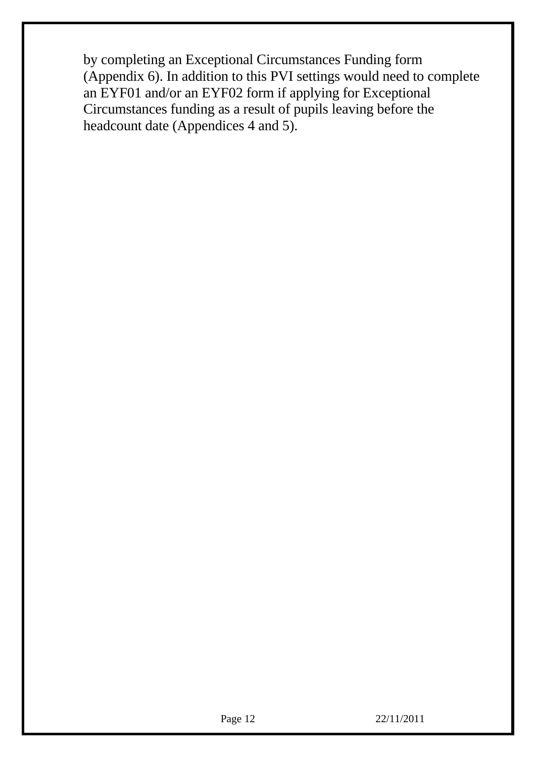by completing an Exceptional Circumstances Funding form (Appendix 6). In addition to this PVI settings would need to complete an EYF01 and/or an EYF02 form if applying for Exceptional Circumstances funding as a result of pupils leaving before the headcount date (Appendices 4 and 5).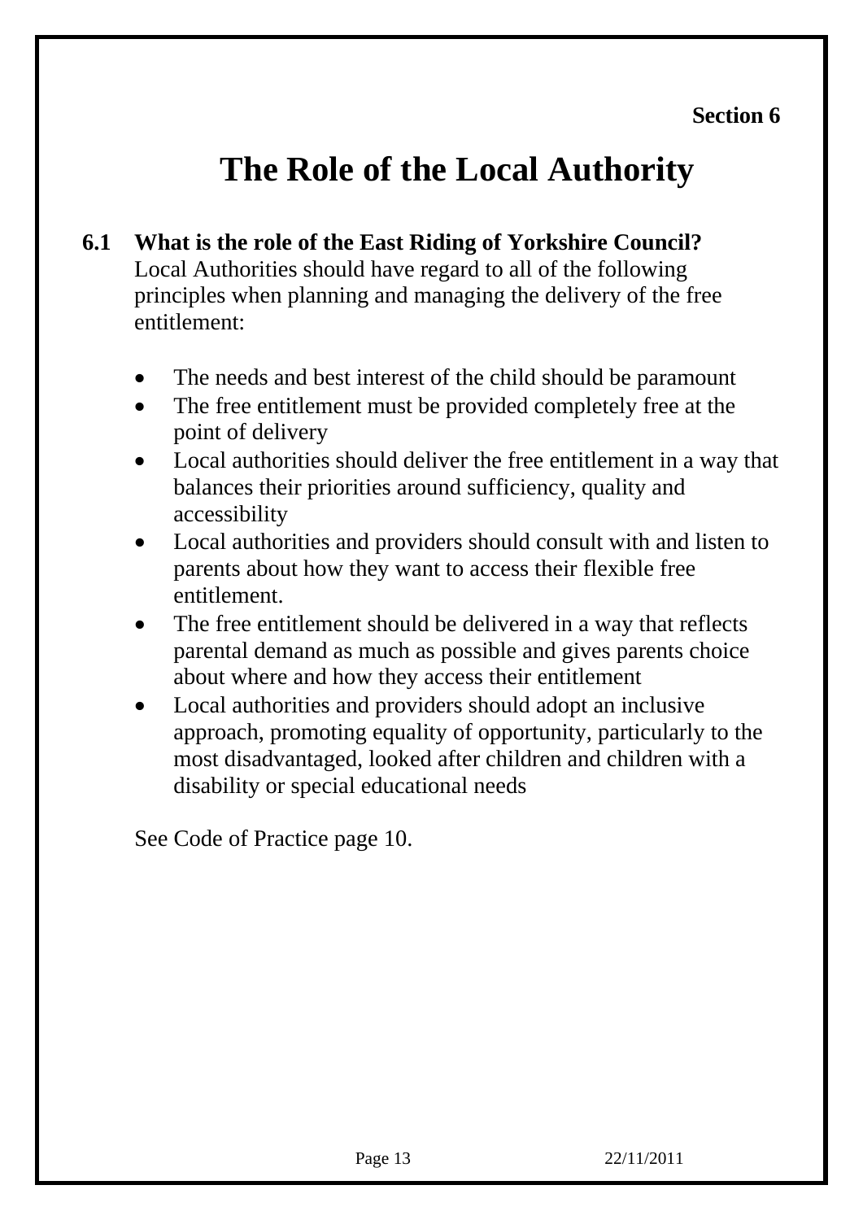**Section 6**

# The Role of the Local Authority

**6.1 What is the role of the East Riding of Yorkshire Council?**

Local Authorities should have regard to all of the following principles when planning and managing the delivery of the free entitlement:

- The needs and best interest of the child should be paramount
- The free entitlement must be provided completely free at the point of delivery
- Local authorities should deliver the free entitlement in a way that balances their priorities around sufficiency, quality and accessibility
- Local authorities and providers should consult with and listen to parents about how they want to access their flexible free entitlement.
- The free entitlement should be delivered in a way that reflects parental demand as much as possible and gives parents choice about where and how they access their entitlement
- Local authorities and providers should adopt an inclusive approach, promoting equality of opportunity, particularly to the most disadvantaged, looked after children and children with a disability or special educational needs

See Code of Practice page 10.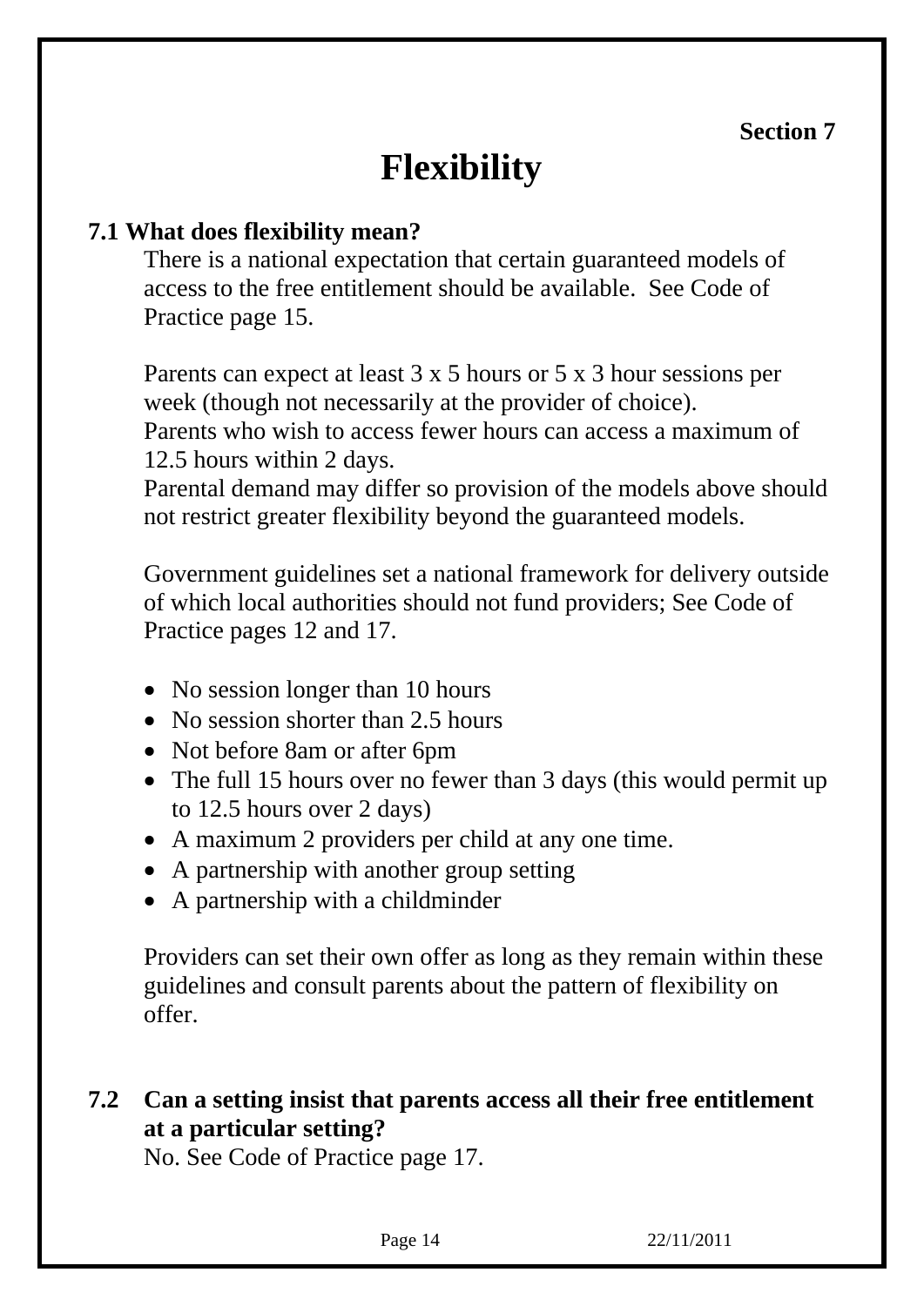**Section 7**

# Flexibility

## 7.1 What does flexibility mean?

There is a national expectation that certain guaranteed models of access to the free entitlement should be available. See Code of Practice page 15.

Parents can expect at least 3 x 5 hours or 5 x 3 hour sessions per week (though not necessarily at the provider of choice).
Parents who wish to access fewer hours can access a maximum of 12.5 hours within 2 days.
Parental demand may differ so provision of the models above should not restrict greater flexibility beyond the guaranteed models.

Government guidelines set a national framework for delivery outside of which local authorities should not fund providers; See Code of Practice pages 12 and 17.

- No session longer than 10 hours
- No session shorter than 2.5 hours
- Not before 8am or after 6pm
- The full 15 hours over no fewer than 3 days (this would permit up to 12.5 hours over 2 days)
- A maximum 2 providers per child at any one time.
- A partnership with another group setting
- A partnership with a childminder

Providers can set their own offer as long as they remain within these guidelines and consult parents about the pattern of flexibility on offer.

## 7.2 Can a setting insist that parents access all their free entitlement at a particular setting?

No. See Code of Practice page 17.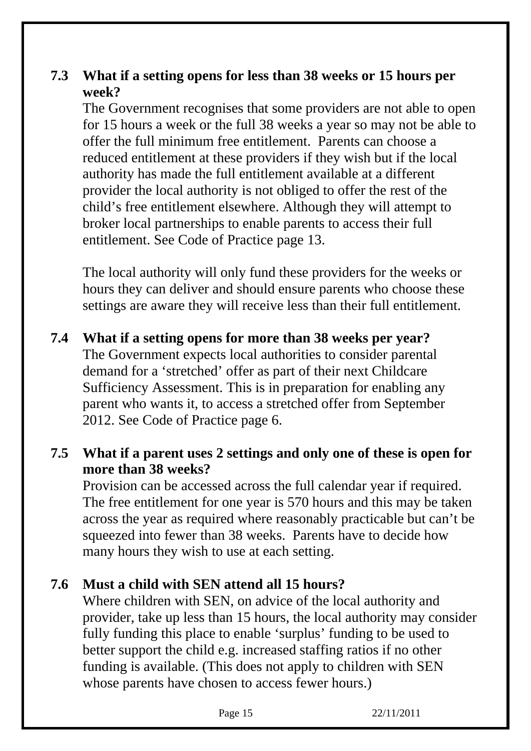### 7.3 What if a setting opens for less than 38 weeks or 15 hours per week?

The Government recognises that some providers are not able to open for 15 hours a week or the full 38 weeks a year so may not be able to offer the full minimum free entitlement. Parents can choose a reduced entitlement at these providers if they wish but if the local authority has made the full entitlement available at a different provider the local authority is not obliged to offer the rest of the child's free entitlement elsewhere. Although they will attempt to broker local partnerships to enable parents to access their full entitlement. See Code of Practice page 13.

The local authority will only fund these providers for the weeks or hours they can deliver and should ensure parents who choose these settings are aware they will receive less than their full entitlement.

### 7.4 What if a setting opens for more than 38 weeks per year?

The Government expects local authorities to consider parental demand for a 'stretched' offer as part of their next Childcare Sufficiency Assessment. This is in preparation for enabling any parent who wants it, to access a stretched offer from September 2012. See Code of Practice page 6.

### 7.5 What if a parent uses 2 settings and only one of these is open for more than 38 weeks?

Provision can be accessed across the full calendar year if required. The free entitlement for one year is 570 hours and this may be taken across the year as required where reasonably practicable but can't be squeezed into fewer than 38 weeks. Parents have to decide how many hours they wish to use at each setting.

### 7.6 Must a child with SEN attend all 15 hours?

Where children with SEN, on advice of the local authority and provider, take up less than 15 hours, the local authority may consider fully funding this place to enable 'surplus' funding to be used to better support the child e.g. increased staffing ratios if no other funding is available. (This does not apply to children with SEN whose parents have chosen to access fewer hours.)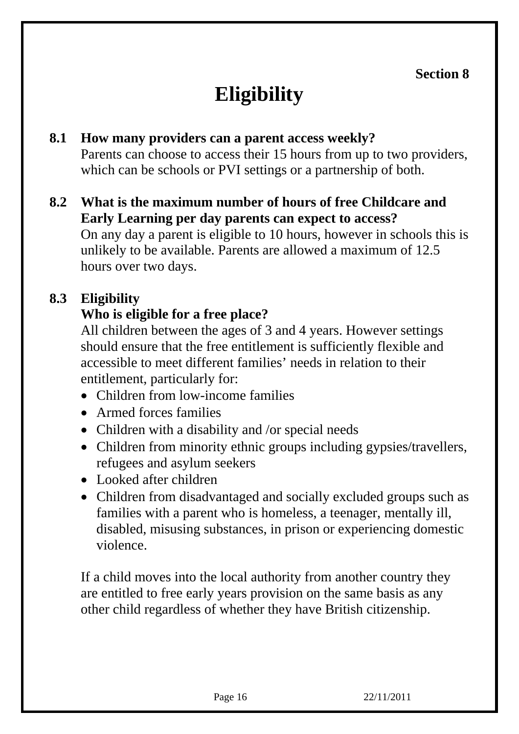**Section 8**

# Eligibility

**8.1 How many providers can a parent access weekly?**

Parents can choose to access their 15 hours from up to two providers, which can be schools or PVI settings or a partnership of both.

**8.2 What is the maximum number of hours of free Childcare and Early Learning per day parents can expect to access?**

On any day a parent is eligible to 10 hours, however in schools this is unlikely to be available. Parents are allowed a maximum of 12.5 hours over two days.

**8.3 Eligibility**

**Who is eligible for a free place?**

All children between the ages of 3 and 4 years. However settings should ensure that the free entitlement is sufficiently flexible and accessible to meet different families' needs in relation to their entitlement, particularly for:

- Children from low-income families
- Armed forces families
- Children with a disability and /or special needs
- Children from minority ethnic groups including gypsies/travellers, refugees and asylum seekers
- Looked after children
- Children from disadvantaged and socially excluded groups such as families with a parent who is homeless, a teenager, mentally ill, disabled, misusing substances, in prison or experiencing domestic violence.

If a child moves into the local authority from another country they are entitled to free early years provision on the same basis as any other child regardless of whether they have British citizenship.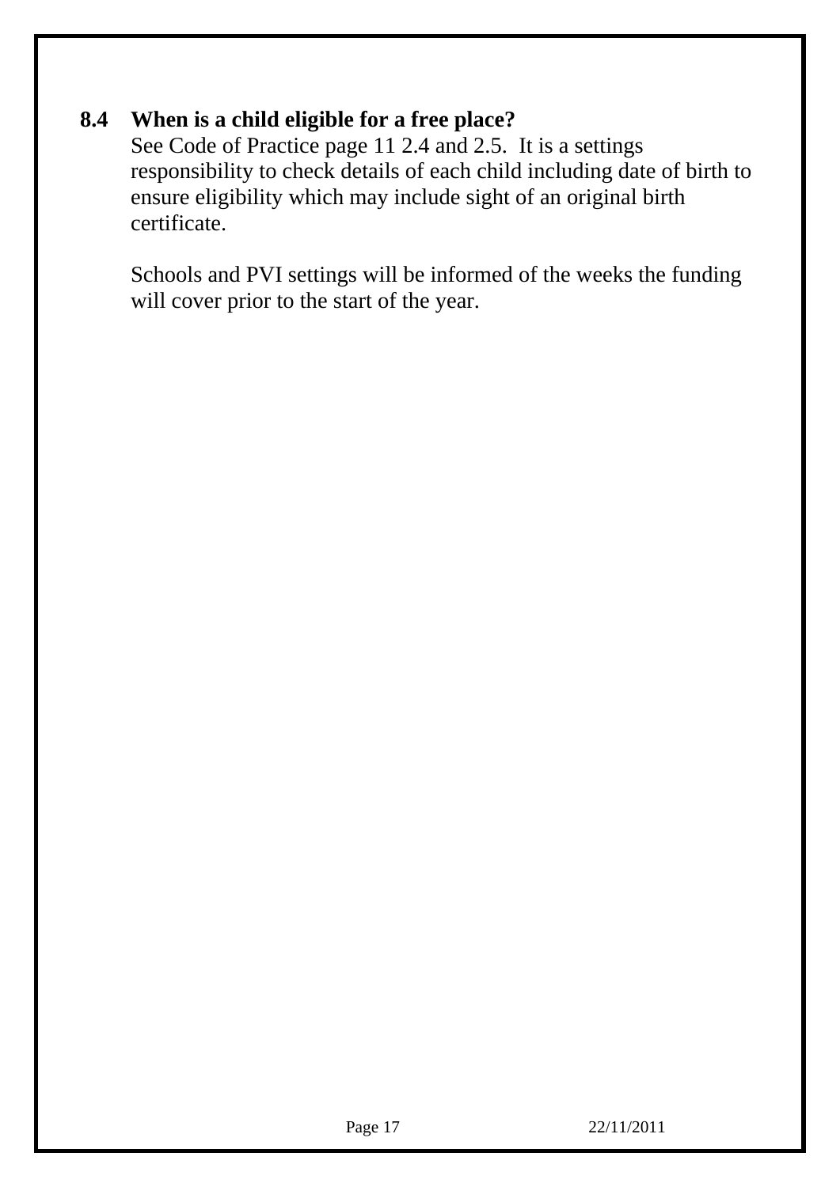### 8.4 When is a child eligible for a free place?

See Code of Practice page 11 2.4 and 2.5. It is a settings responsibility to check details of each child including date of birth to ensure eligibility which may include sight of an original birth certificate.

Schools and PVI settings will be informed of the weeks the funding will cover prior to the start of the year.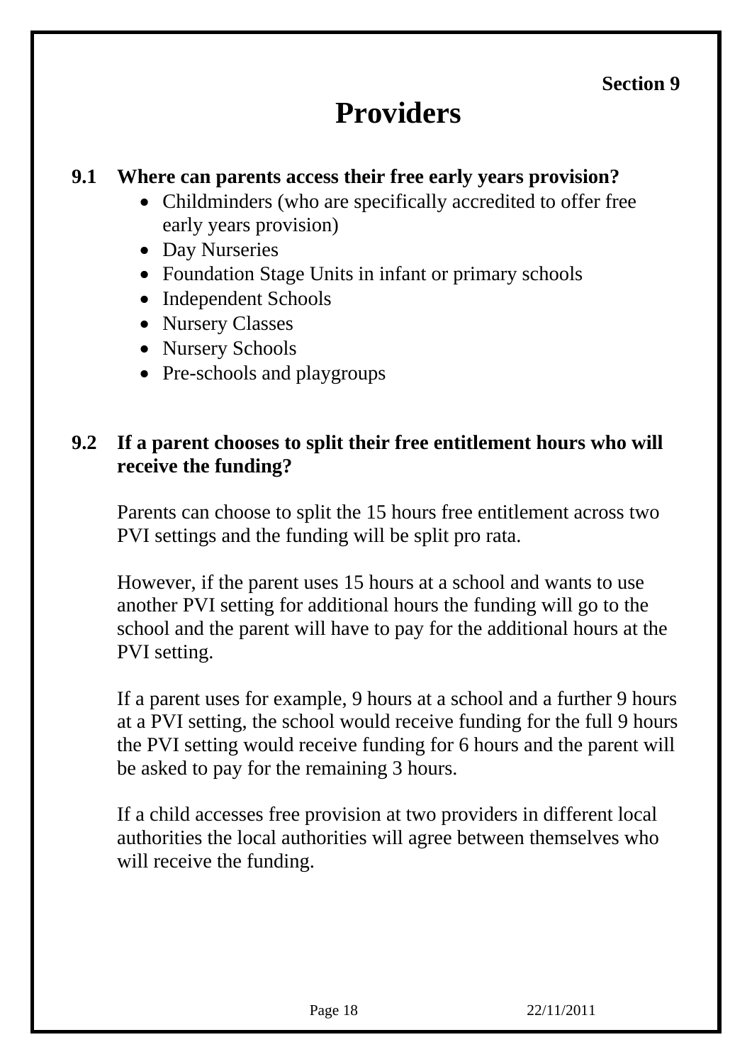**Section 9**

# Providers

### 9.1 Where can parents access their free early years provision?

- Childminders (who are specifically accredited to offer free early years provision)
- Day Nurseries
- Foundation Stage Units in infant or primary schools
- Independent Schools
- Nursery Classes
- Nursery Schools
- Pre-schools and playgroups

### 9.2 If a parent chooses to split their free entitlement hours who will receive the funding?

Parents can choose to split the 15 hours free entitlement across two PVI settings and the funding will be split pro rata.

However, if the parent uses 15 hours at a school and wants to use another PVI setting for additional hours the funding will go to the school and the parent will have to pay for the additional hours at the PVI setting.

If a parent uses for example, 9 hours at a school and a further 9 hours at a PVI setting, the school would receive funding for the full 9 hours the PVI setting would receive funding for 6 hours and the parent will be asked to pay for the remaining 3 hours.

If a child accesses free provision at two providers in different local authorities the local authorities will agree between themselves who will receive the funding.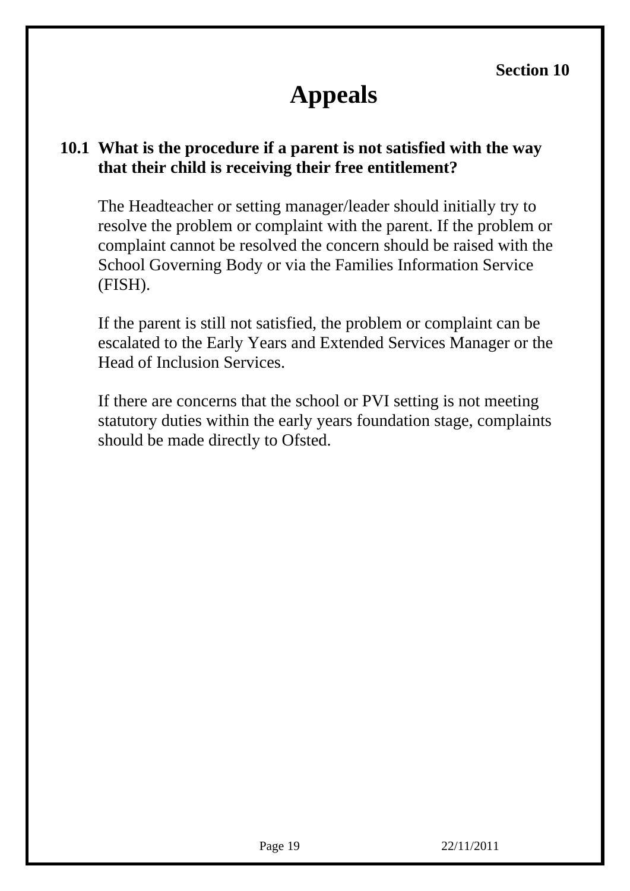**Section 10**

# Appeals

### 10.1 What is the procedure if a parent is not satisfied with the way that their child is receiving their free entitlement?

The Headteacher or setting manager/leader should initially try to resolve the problem or complaint with the parent. If the problem or complaint cannot be resolved the concern should be raised with the School Governing Body or via the Families Information Service (FISH).

If the parent is still not satisfied, the problem or complaint can be escalated to the Early Years and Extended Services Manager or the Head of Inclusion Services.

If there are concerns that the school or PVI setting is not meeting statutory duties within the early years foundation stage, complaints should be made directly to Ofsted.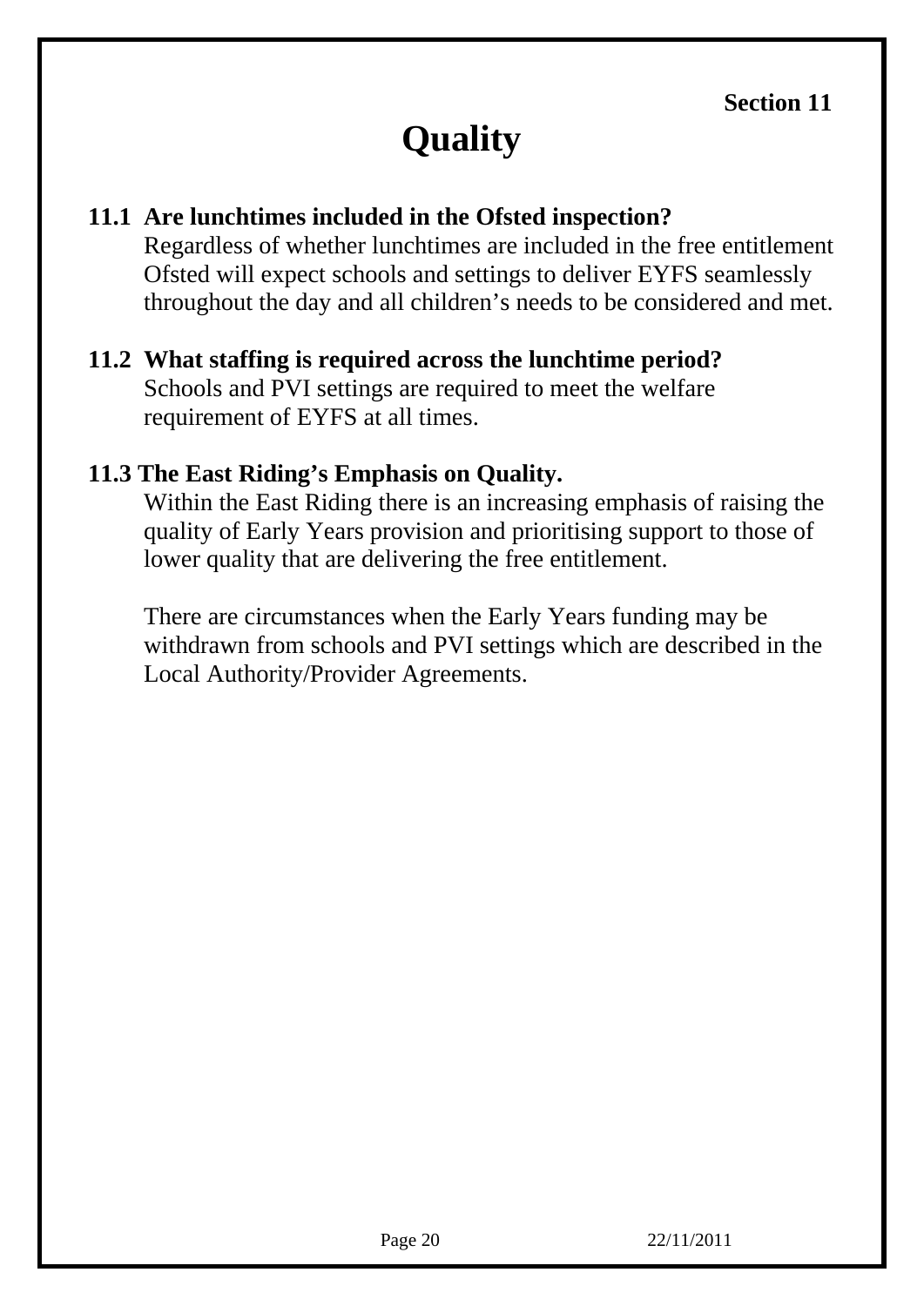**Section 11**

# Quality

**11.1 Are lunchtimes included in the Ofsted inspection?**

Regardless of whether lunchtimes are included in the free entitlement Ofsted will expect schools and settings to deliver EYFS seamlessly throughout the day and all children's needs to be considered and met.

**11.2 What staffing is required across the lunchtime period?**

Schools and PVI settings are required to meet the welfare requirement of EYFS at all times.

**11.3 The East Riding's Emphasis on Quality.**

Within the East Riding there is an increasing emphasis of raising the quality of Early Years provision and prioritising support to those of lower quality that are delivering the free entitlement.

There are circumstances when the Early Years funding may be withdrawn from schools and PVI settings which are described in the Local Authority/Provider Agreements.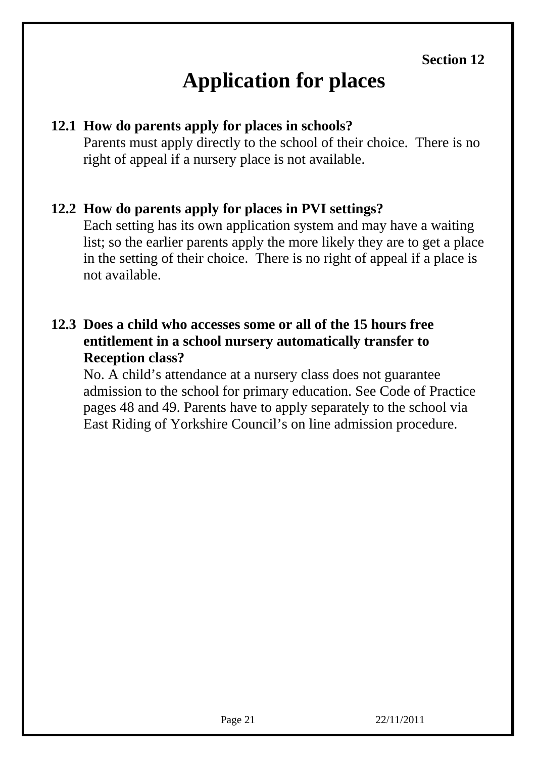**Section 12**

# Application for places

**12.1 How do parents apply for places in schools?**

Parents must apply directly to the school of their choice. There is no right of appeal if a nursery place is not available.

**12.2 How do parents apply for places in PVI settings?**

Each setting has its own application system and may have a waiting list; so the earlier parents apply the more likely they are to get a place in the setting of their choice. There is no right of appeal if a place is not available.

**12.3 Does a child who accesses some or all of the 15 hours free entitlement in a school nursery automatically transfer to Reception class?**

No. A child's attendance at a nursery class does not guarantee admission to the school for primary education. See Code of Practice pages 48 and 49. Parents have to apply separately to the school via East Riding of Yorkshire Council's on line admission procedure.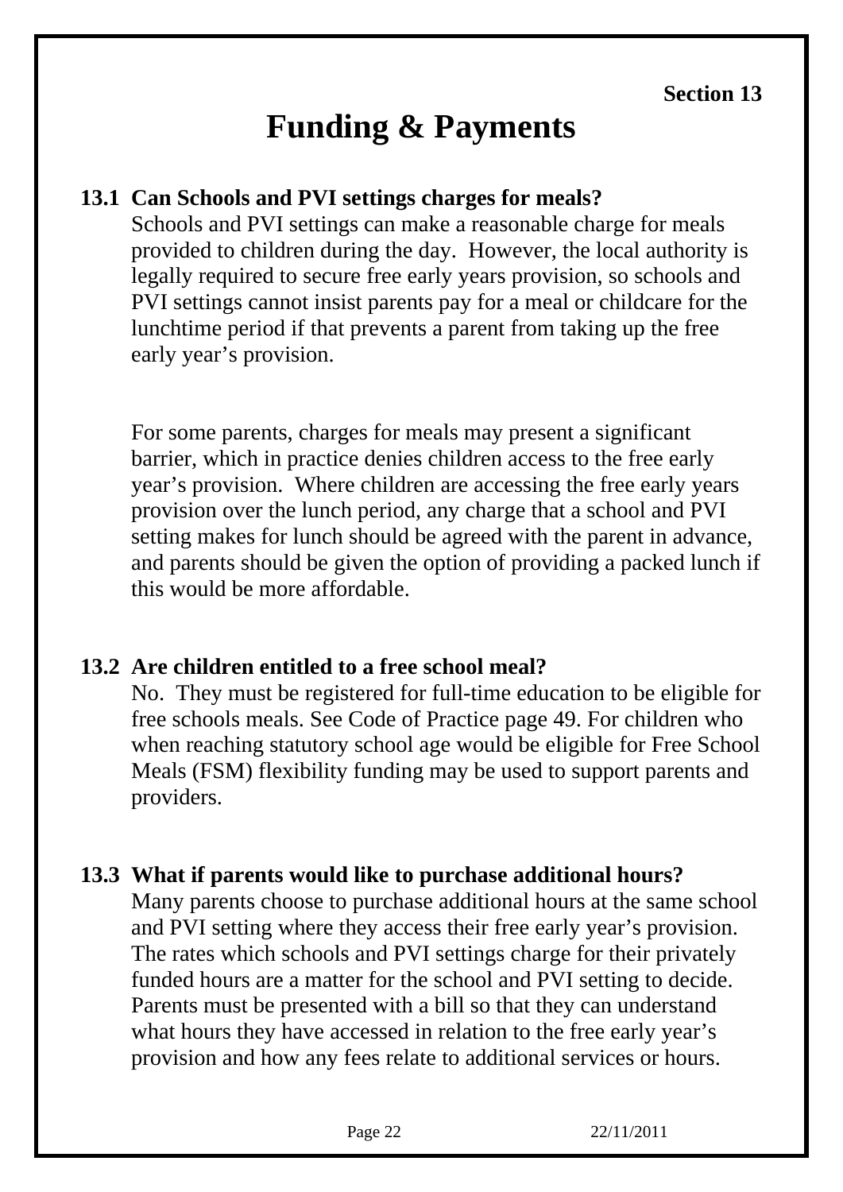**Section 13**

# Funding & Payments

**13.1 Can Schools and PVI settings charges for meals?**

Schools and PVI settings can make a reasonable charge for meals provided to children during the day. However, the local authority is legally required to secure free early years provision, so schools and PVI settings cannot insist parents pay for a meal or childcare for the lunchtime period if that prevents a parent from taking up the free early year's provision.

For some parents, charges for meals may present a significant barrier, which in practice denies children access to the free early year's provision. Where children are accessing the free early years provision over the lunch period, any charge that a school and PVI setting makes for lunch should be agreed with the parent in advance, and parents should be given the option of providing a packed lunch if this would be more affordable.

**13.2 Are children entitled to a free school meal?**

No. They must be registered for full-time education to be eligible for free schools meals. See Code of Practice page 49. For children who when reaching statutory school age would be eligible for Free School Meals (FSM) flexibility funding may be used to support parents and providers.

**13.3 What if parents would like to purchase additional hours?**

Many parents choose to purchase additional hours at the same school and PVI setting where they access their free early year's provision. The rates which schools and PVI settings charge for their privately funded hours are a matter for the school and PVI setting to decide. Parents must be presented with a bill so that they can understand what hours they have accessed in relation to the free early year's provision and how any fees relate to additional services or hours.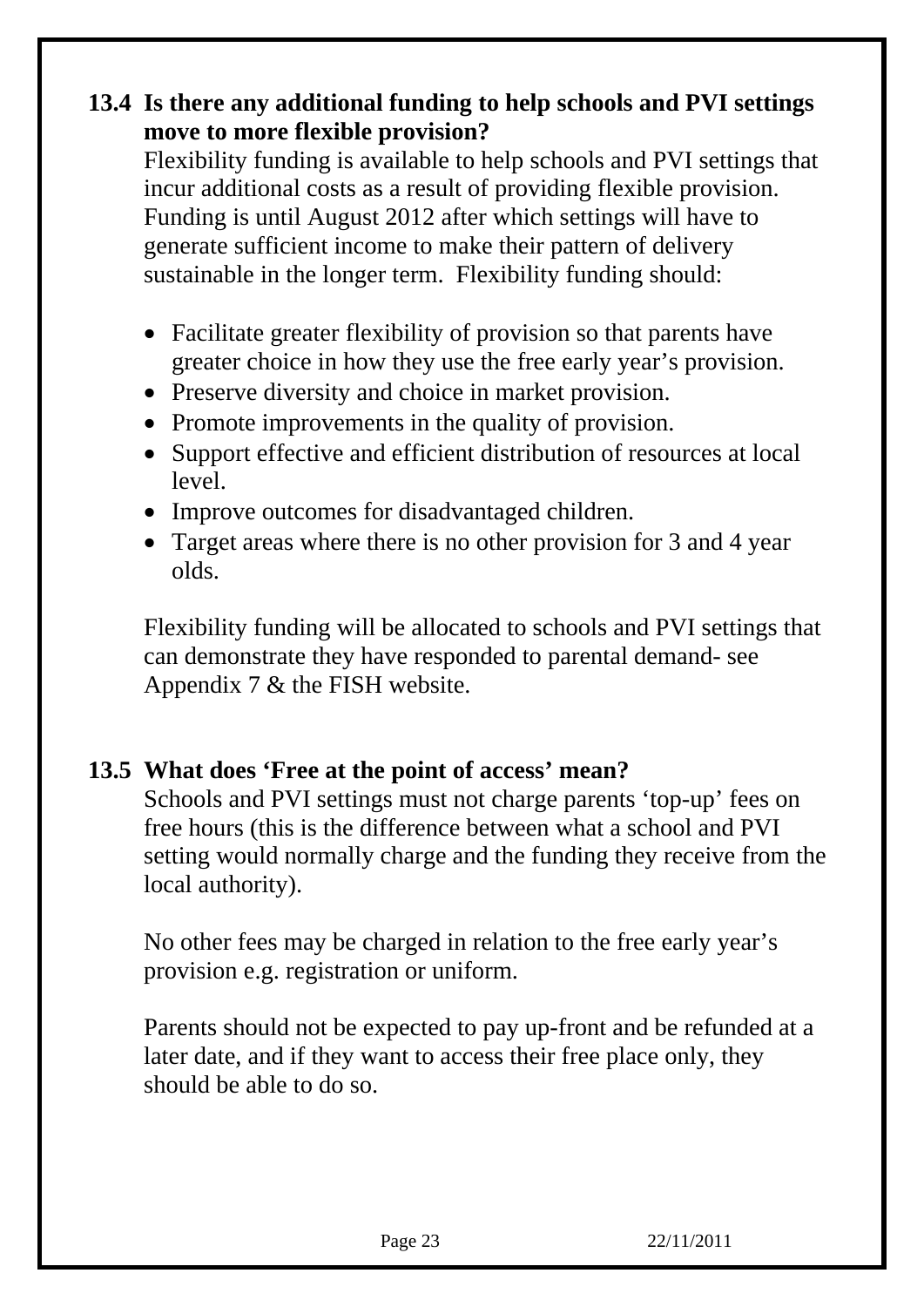### 13.4 Is there any additional funding to help schools and PVI settings move to more flexible provision?

Flexibility funding is available to help schools and PVI settings that incur additional costs as a result of providing flexible provision. Funding is until August 2012 after which settings will have to generate sufficient income to make their pattern of delivery sustainable in the longer term. Flexibility funding should:

- Facilitate greater flexibility of provision so that parents have greater choice in how they use the free early year's provision.
- Preserve diversity and choice in market provision.
- Promote improvements in the quality of provision.
- Support effective and efficient distribution of resources at local level.
- Improve outcomes for disadvantaged children.
- Target areas where there is no other provision for 3 and 4 year olds.

Flexibility funding will be allocated to schools and PVI settings that can demonstrate they have responded to parental demand- see Appendix 7 & the FISH website.

### 13.5 What does 'Free at the point of access' mean?

Schools and PVI settings must not charge parents 'top-up' fees on free hours (this is the difference between what a school and PVI setting would normally charge and the funding they receive from the local authority).

No other fees may be charged in relation to the free early year's provision e.g. registration or uniform.

Parents should not be expected to pay up-front and be refunded at a later date, and if they want to access their free place only, they should be able to do so.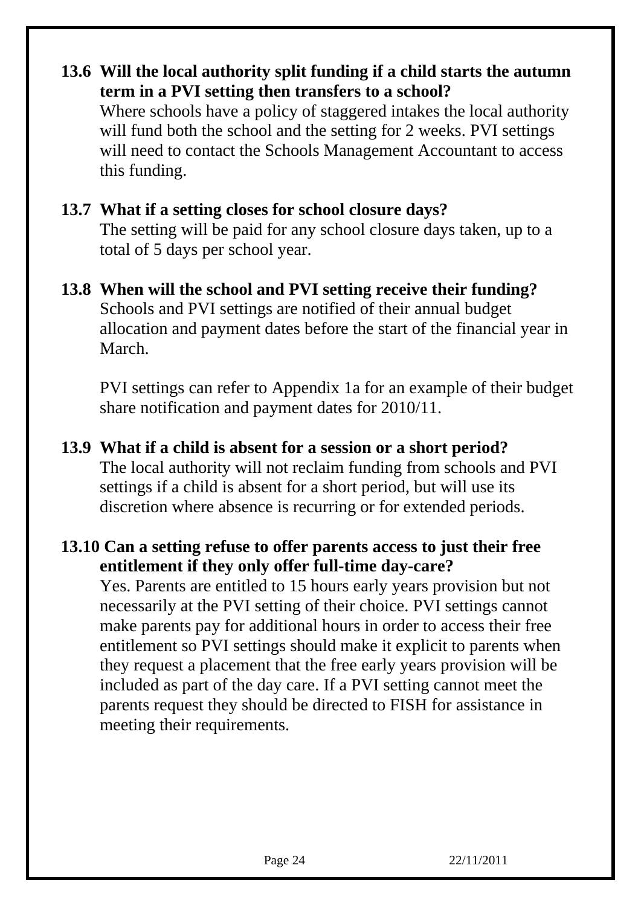### 13.6 Will the local authority split funding if a child starts the autumn term in a PVI setting then transfers to a school?

Where schools have a policy of staggered intakes the local authority will fund both the school and the setting for 2 weeks. PVI settings will need to contact the Schools Management Accountant to access this funding.

### 13.7 What if a setting closes for school closure days?

The setting will be paid for any school closure days taken, up to a total of 5 days per school year.

### 13.8 When will the school and PVI setting receive their funding?

Schools and PVI settings are notified of their annual budget allocation and payment dates before the start of the financial year in March.

PVI settings can refer to Appendix 1a for an example of their budget share notification and payment dates for 2010/11.

### 13.9 What if a child is absent for a session or a short period?

The local authority will not reclaim funding from schools and PVI settings if a child is absent for a short period, but will use its discretion where absence is recurring or for extended periods.

### 13.10 Can a setting refuse to offer parents access to just their free entitlement if they only offer full-time day-care?

Yes. Parents are entitled to 15 hours early years provision but not necessarily at the PVI setting of their choice. PVI settings cannot make parents pay for additional hours in order to access their free entitlement so PVI settings should make it explicit to parents when they request a placement that the free early years provision will be included as part of the day care. If a PVI setting cannot meet the parents request they should be directed to FISH for assistance in meeting their requirements.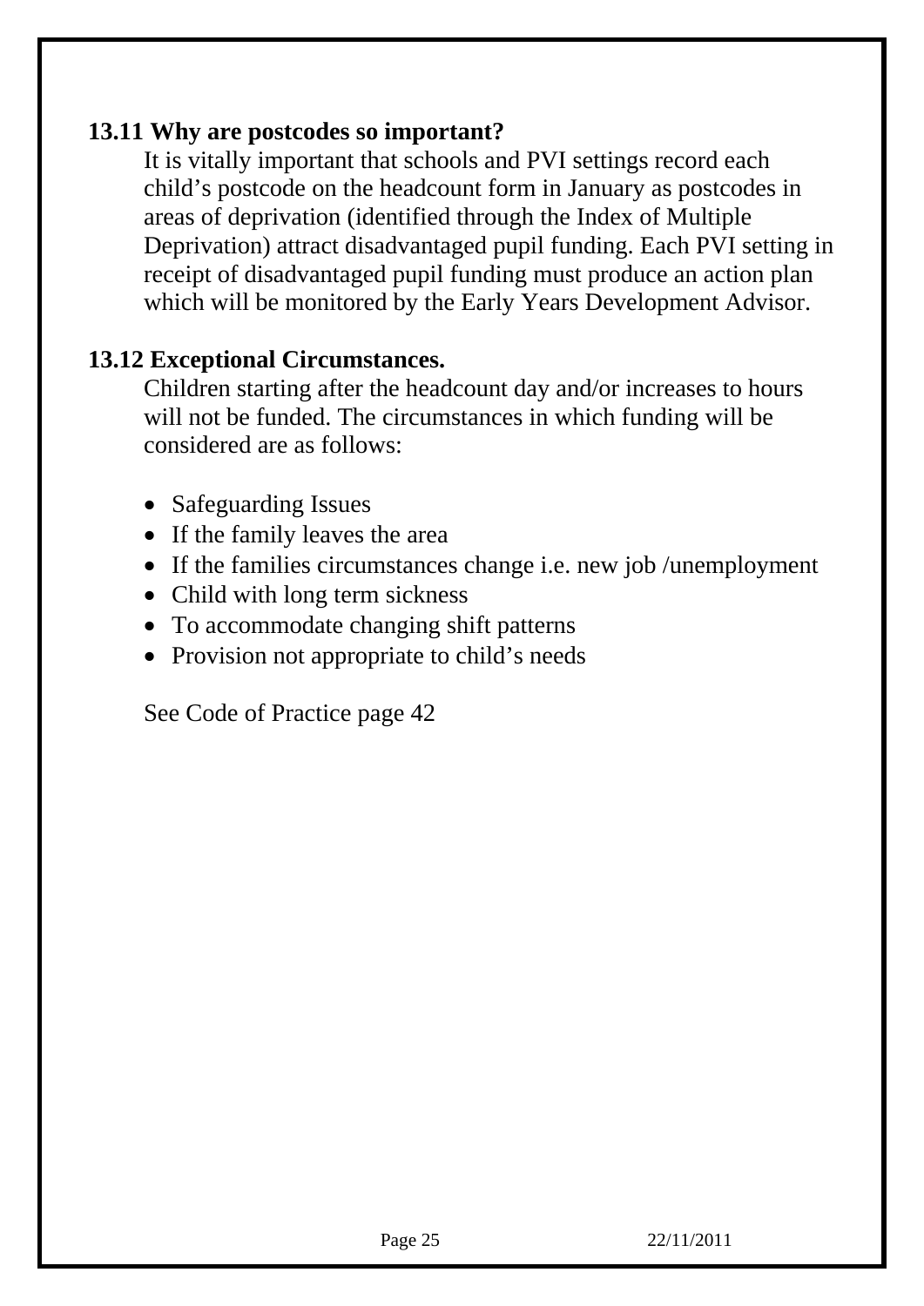### 13.11 Why are postcodes so important?

It is vitally important that schools and PVI settings record each child's postcode on the headcount form in January as postcodes in areas of deprivation (identified through the Index of Multiple Deprivation) attract disadvantaged pupil funding. Each PVI setting in receipt of disadvantaged pupil funding must produce an action plan which will be monitored by the Early Years Development Advisor.

### 13.12 Exceptional Circumstances.

Children starting after the headcount day and/or increases to hours will not be funded. The circumstances in which funding will be considered are as follows:

- Safeguarding Issues
- If the family leaves the area
- If the families circumstances change i.e. new job /unemployment
- Child with long term sickness
- To accommodate changing shift patterns
- Provision not appropriate to child's needs

See Code of Practice page 42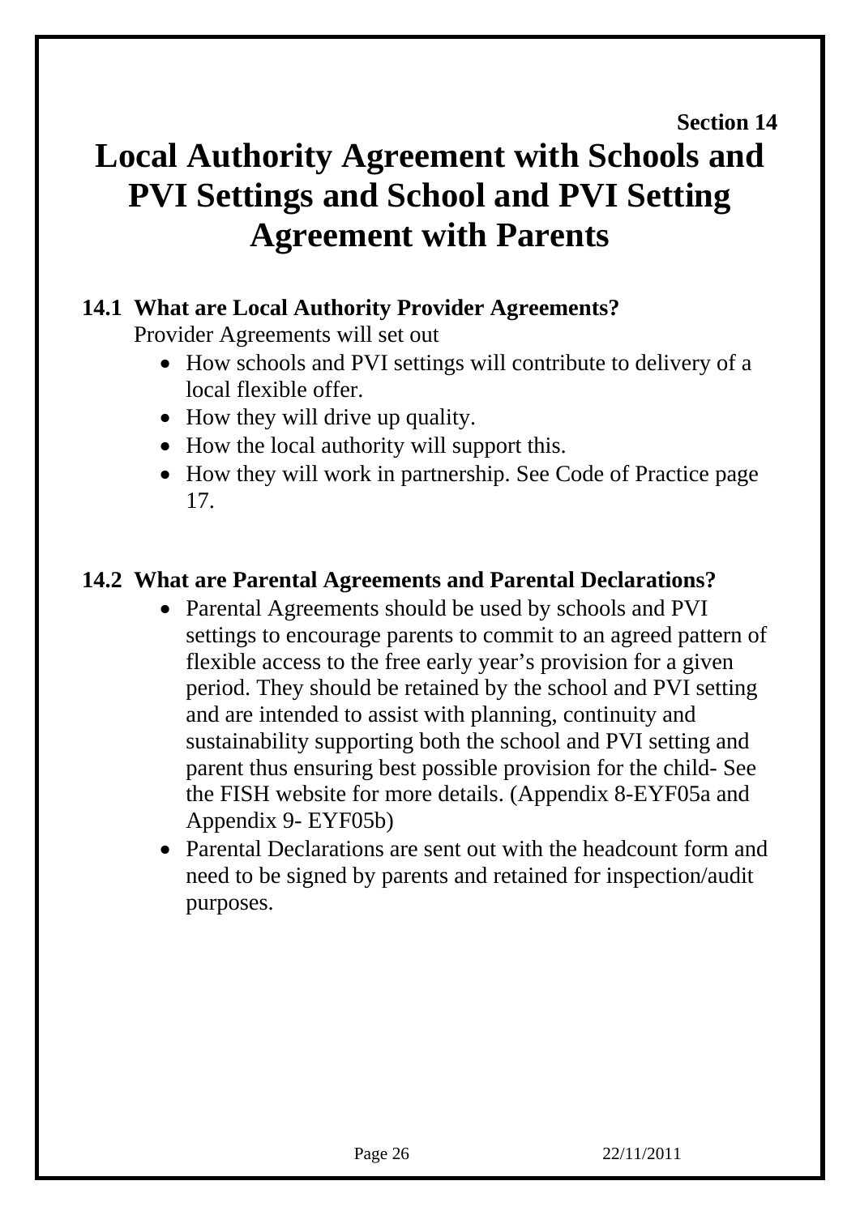**Section 14**

# Local Authority Agreement with Schools and PVI Settings and School and PVI Setting Agreement with Parents

## 14.1 What are Local Authority Provider Agreements?

Provider Agreements will set out

- How schools and PVI settings will contribute to delivery of a local flexible offer.
- How they will drive up quality.
- How the local authority will support this.
- How they will work in partnership. See Code of Practice page 17.

## 14.2 What are Parental Agreements and Parental Declarations?

- Parental Agreements should be used by schools and PVI settings to encourage parents to commit to an agreed pattern of flexible access to the free early year's provision for a given period. They should be retained by the school and PVI setting and are intended to assist with planning, continuity and sustainability supporting both the school and PVI setting and parent thus ensuring best possible provision for the child- See the FISH website for more details. (Appendix 8-EYF05a and Appendix 9- EYF05b)
- Parental Declarations are sent out with the headcount form and need to be signed by parents and retained for inspection/audit purposes.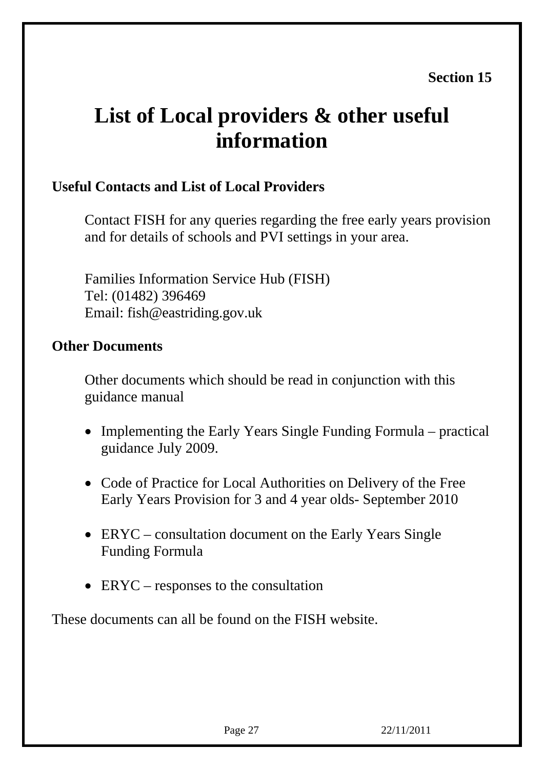**Section 15**

# List of Local providers & other useful information

## Useful Contacts and List of Local Providers

Contact FISH for any queries regarding the free early years provision and for details of schools and PVI settings in your area.

Families Information Service Hub (FISH)
Tel: (01482) 396469
Email: fish@eastriding.gov.uk

## Other Documents

Other documents which should be read in conjunction with this guidance manual

- Implementing the Early Years Single Funding Formula – practical guidance July 2009.
- Code of Practice for Local Authorities on Delivery of the Free Early Years Provision for 3 and 4 year olds- September 2010
- ERYC – consultation document on the Early Years Single Funding Formula
- ERYC – responses to the consultation

These documents can all be found on the FISH website.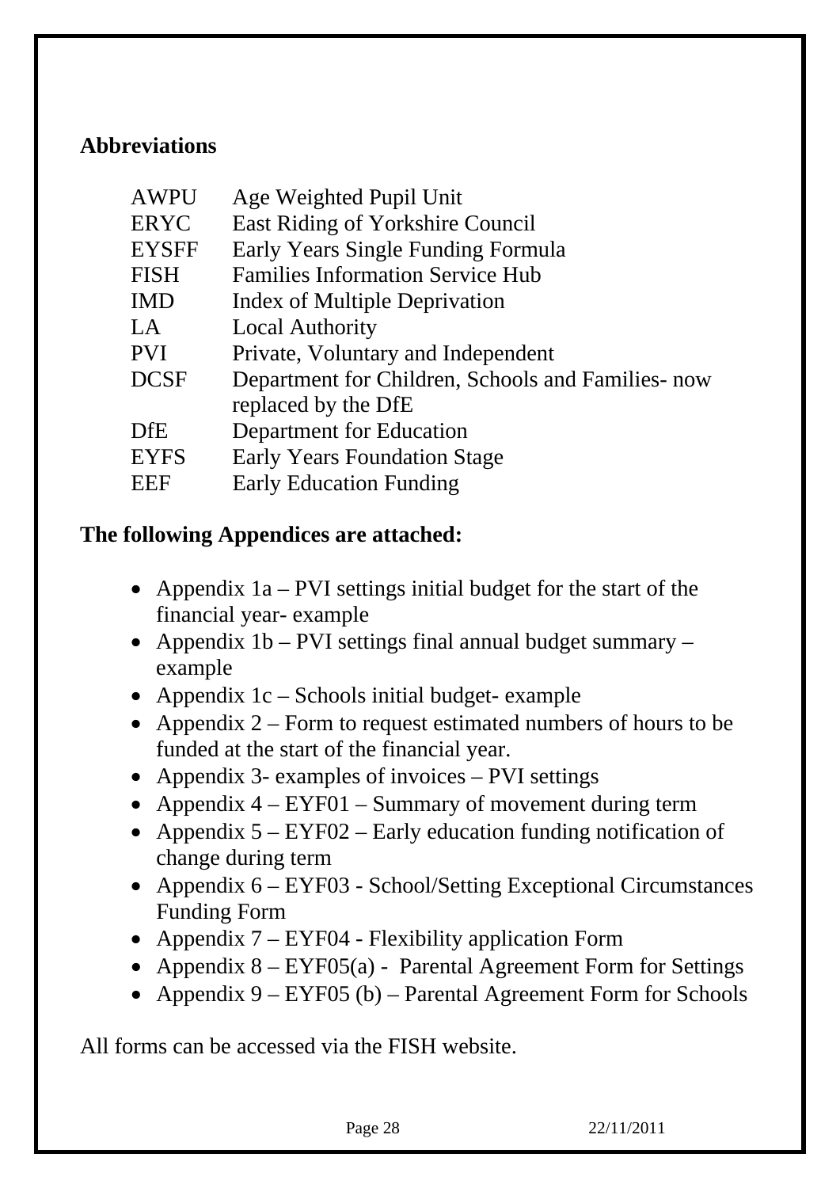## Abbreviations

| | |
|---|---|
| AWPU | Age Weighted Pupil Unit |
| ERYC | East Riding of Yorkshire Council |
| EYSFF | Early Years Single Funding Formula |
| FISH | Families Information Service Hub |
| IMD | Index of Multiple Deprivation |
| LA | Local Authority |
| PVI | Private, Voluntary and Independent |
| DCSF | Department for Children, Schools and Families- now replaced by the DfE |
| DfE | Department for Education |
| EYFS | Early Years Foundation Stage |
| EEF | Early Education Funding |

## The following Appendices are attached:

- Appendix 1a – PVI settings initial budget for the start of the financial year- example
- Appendix 1b – PVI settings final annual budget summary – example
- Appendix 1c – Schools initial budget- example
- Appendix 2 – Form to request estimated numbers of hours to be funded at the start of the financial year.
- Appendix 3- examples of invoices – PVI settings
- Appendix 4 – EYF01 – Summary of movement during term
- Appendix 5 – EYF02 – Early education funding notification of change during term
- Appendix 6 – EYF03 - School/Setting Exceptional Circumstances Funding Form
- Appendix 7 – EYF04 - Flexibility application Form
- Appendix 8 – EYF05(a) - Parental Agreement Form for Settings
- Appendix 9 – EYF05 (b) – Parental Agreement Form for Schools

All forms can be accessed via the FISH website.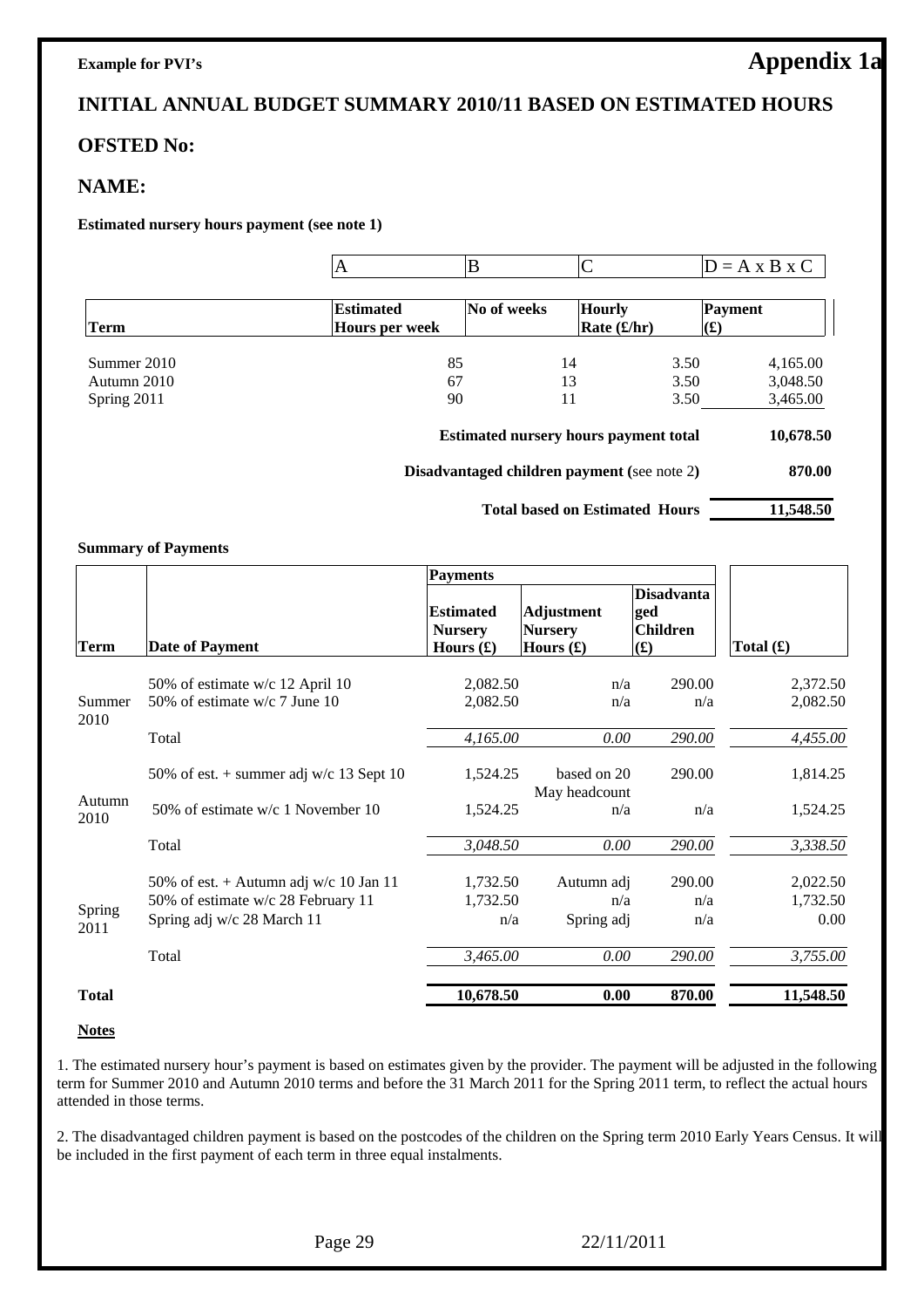**Example for PVI's**

# Appendix 1a

## INITIAL ANNUAL BUDGET SUMMARY 2010/11 BASED ON ESTIMATED HOURS

## OFSTED No:

## NAME:

**Estimated nursery hours payment (see note 1)**

| | A | B | C | D = A x B x C |
|---|---|---|---|---|
| **Term** | **Estimated Hours per week** | **No of weeks** | **Hourly Rate (£/hr)** | **Payment (£)** |
| Summer 2010 | 85 | 14 | 3.50 | 4,165.00 |
| Autumn 2010 | 67 | 13 | 3.50 | 3,048.50 |
| Spring 2011 | 90 | 11 | 3.50 | 3,465.00 |
| | | | **Estimated nursery hours payment total** | **10,678.50** |
| | | | **Disadvantaged children payment (**see note 2**)** | **870.00** |
| | | | **Total based on Estimated Hours** | **11,548.50** |

**Summary of Payments**

| | | **Payments** | | | |
|---|---|---|---|---|---|
| **Term** | **Date of Payment** | **Estimated Nursery Hours (£)** | **Adjustment Nursery Hours (£)** | **Disadvantaged Children (£)** | **Total (£)** |
| Summer 2010 | 50% of estimate w/c 12 April 10 | 2,082.50 | n/a | 290.00 | 2,372.50 |
| | 50% of estimate w/c 7 June 10 | 2,082.50 | n/a | n/a | 2,082.50 |
| | Total | *4,165.00* | *0.00* | *290.00* | *4,455.00* |
| Autumn 2010 | 50% of est. + summer adj w/c 13 Sept 10 | 1,524.25 | based on 20 May headcount | 290.00 | 1,814.25 |
| | 50% of estimate w/c 1 November 10 | 1,524.25 | n/a | n/a | 1,524.25 |
| | Total | *3,048.50* | *0.00* | *290.00* | *3,338.50* |
| Spring 2011 | 50% of est. + Autumn adj w/c 10 Jan 11 | 1,732.50 | Autumn adj | 290.00 | 2,022.50 |
| | 50% of estimate w/c 28 February 11 | 1,732.50 | n/a | n/a | 1,732.50 |
| | Spring adj w/c 28 March 11 | n/a | Spring adj | n/a | 0.00 |
| | Total | *3,465.00* | *0.00* | *290.00* | *3,755.00* |
| **Total** | | **10,678.50** | **0.00** | **870.00** | **11,548.50** |

**Notes**

1. The estimated nursery hour's payment is based on estimates given by the provider. The payment will be adjusted in the following term for Summer 2010 and Autumn 2010 terms and before the 31 March 2011 for the Spring 2011 term, to reflect the actual hours attended in those terms.

2. The disadvantaged children payment is based on the postcodes of the children on the Spring term 2010 Early Years Census. It will be included in the first payment of each term in three equal instalments.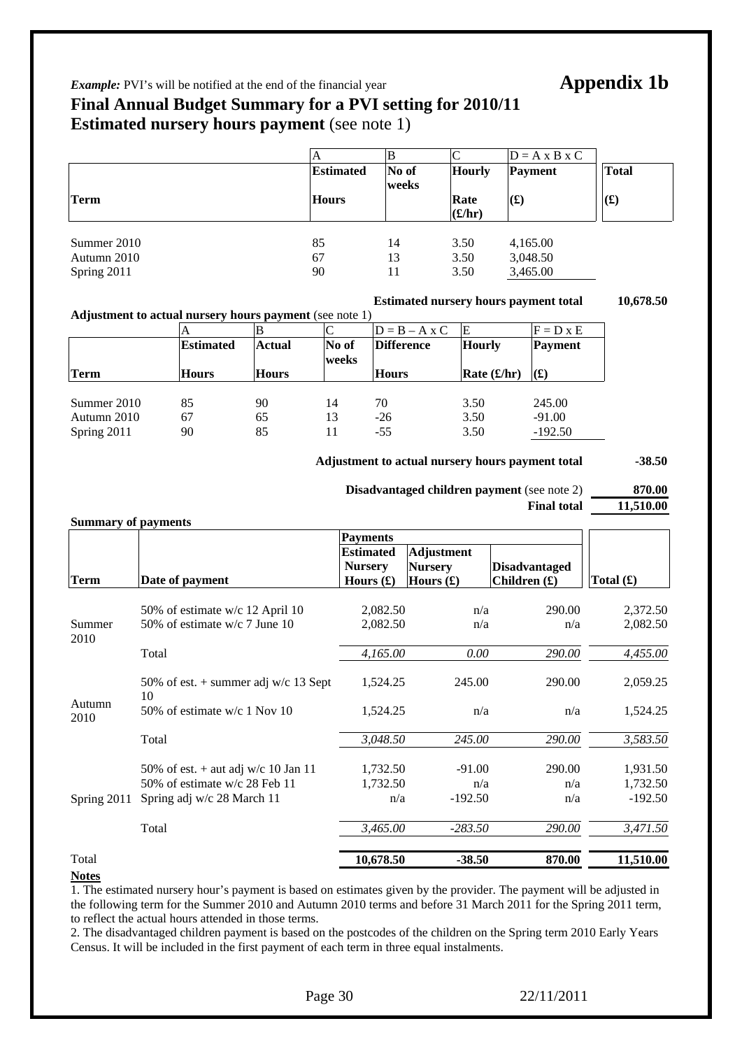*Example:* PVI's will be notified at the end of the financial year **Appendix 1b**

## Final Annual Budget Summary for a PVI setting for 2010/11

### Estimated nursery hours payment (see note 1)

| | A | B | C | D = A x B x C | |
|---|---|---|---|---|---|
| **Term** | **Estimated Hours** | **No of weeks** | **Hourly Rate (£/hr)** | **Payment (£)** | **Total (£)** |
| Summer 2010 | 85 | 14 | 3.50 | 4,165.00 | |
| Autumn 2010 | 67 | 13 | 3.50 | 3,048.50 | |
| Spring 2011 | 90 | 11 | 3.50 | 3,465.00 | |
| | | | | **Estimated nursery hours payment total** | **10,678.50** |

**Adjustment to actual nursery hours payment** (see note 1)

| | A | B | C | D = B – A x C | E | F = D x E |
|---|---|---|---|---|---|---|
| **Term** | **Estimated Hours** | **Actual Hours** | **No of weeks** | **Difference Hours** | **Hourly Rate (£/hr)** | **Payment (£)** |
| Summer 2010 | 85 | 90 | 14 | 70 | 3.50 | 245.00 |
| Autumn 2010 | 67 | 65 | 13 | -26 | 3.50 | -91.00 |
| Spring 2011 | 90 | 85 | 11 | -55 | 3.50 | -192.50 |

| | |
|---|---|
| **Adjustment to actual nursery hours payment total** | **-38.50** |
| **Disadvantaged children payment** (see note 2) | **870.00** |
| **Final total** | **11,510.00** |

**Summary of payments**

| **Term** | **Date of payment** | **Payments: Estimated Nursery Hours (£)** | **Adjustment Nursery Hours (£)** | **Disadvantaged Children (£)** | **Total (£)** |
|---|---|---|---|---|---|
| Summer 2010 | 50% of estimate w/c 12 April 10 | 2,082.50 | n/a | 290.00 | 2,372.50 |
| | 50% of estimate w/c 7 June 10 | 2,082.50 | n/a | n/a | 2,082.50 |
| | Total | *4,165.00* | *0.00* | *290.00* | *4,455.00* |
| Autumn 2010 | 50% of est. + summer adj w/c 13 Sept 10 | 1,524.25 | 245.00 | 290.00 | 2,059.25 |
| | 50% of estimate w/c 1 Nov 10 | 1,524.25 | n/a | n/a | 1,524.25 |
| | Total | *3,048.50* | *245.00* | *290.00* | *3,583.50* |
| Spring 2011 | 50% of est. + aut adj w/c 10 Jan 11 | 1,732.50 | -91.00 | 290.00 | 1,931.50 |
| | 50% of estimate w/c 28 Feb 11 | 1,732.50 | n/a | n/a | 1,732.50 |
| | Spring adj w/c 28 March 11 | n/a | -192.50 | n/a | -192.50 |
| | Total | *3,465.00* | *-283.50* | *290.00* | *3,471.50* |
| Total | | **10,678.50** | **-38.50** | **870.00** | **11,510.00** |

**Notes**

1. The estimated nursery hour's payment is based on estimates given by the provider. The payment will be adjusted in the following term for the Summer 2010 and Autumn 2010 terms and before 31 March 2011 for the Spring 2011 term, to reflect the actual hours attended in those terms.
2. The disadvantaged children payment is based on the postcodes of the children on the Spring term 2010 Early Years Census. It will be included in the first payment of each term in three equal instalments.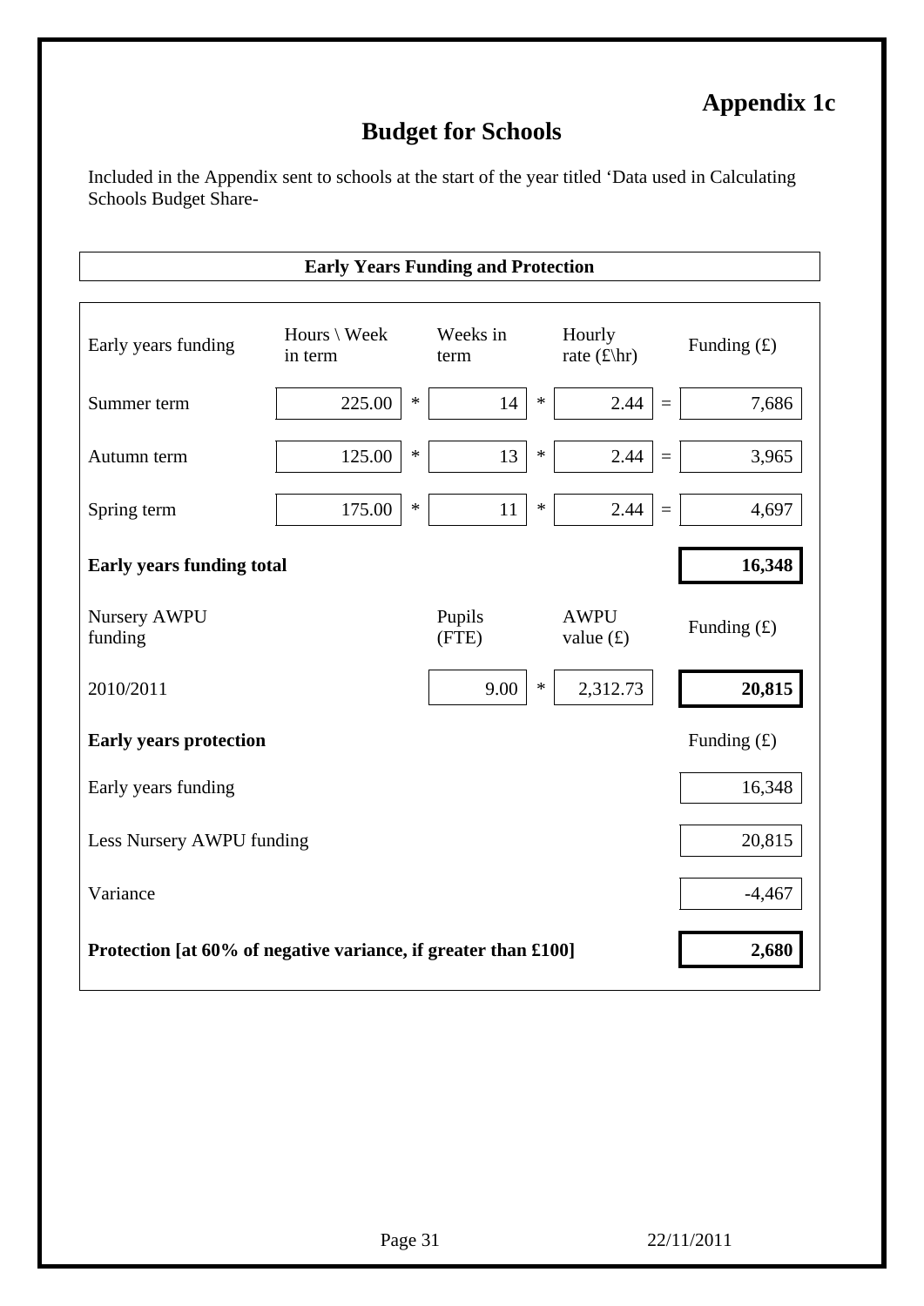# Appendix 1c

## Budget for Schools

Included in the Appendix sent to schools at the start of the year titled 'Data used in Calculating Schools Budget Share-

### Early Years Funding and Protection

| Early years funding | Hours \ Week in term | | Weeks in term | | Hourly rate (£\hr) | | Funding (£) |
|---|---|---|---|---|---|---|---|
| Summer term | 225.00 | * | 14 | * | 2.44 | = | 7,686 |
| Autumn term | 125.00 | * | 13 | * | 2.44 | = | 3,965 |
| Spring term | 175.00 | * | 11 | * | 2.44 | = | 4,697 |
| **Early years funding total** | | | | | | | **16,348** |
| Nursery AWPU funding | | | Pupils (FTE) | | AWPU value (£) | | Funding (£) |
| 2010/2011 | | | 9.00 | * | 2,312.73 | | **20,815** |
| **Early years protection** | | | | | | | Funding (£) |
| Early years funding | | | | | | | 16,348 |
| Less Nursery AWPU funding | | | | | | | 20,815 |
| Variance | | | | | | | -4,467 |
| **Protection [at 60% of negative variance, if greater than £100]** | | | | | | | **2,680** |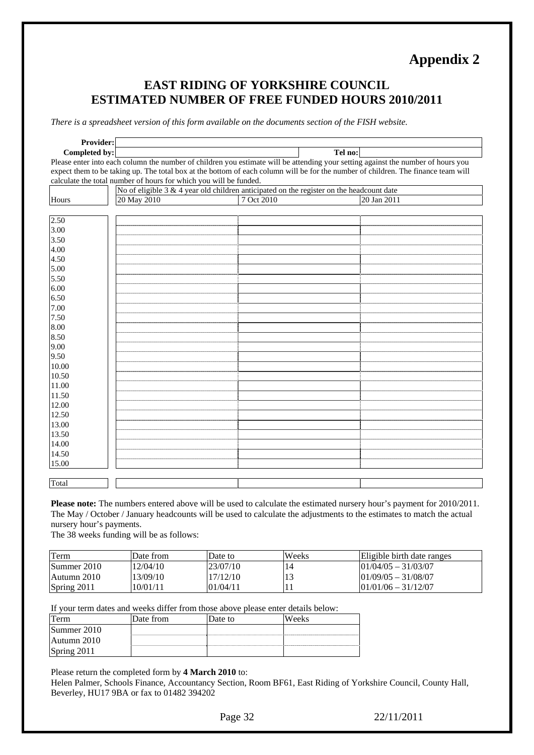**Appendix 2**

## EAST RIDING OF YORKSHIRE COUNCIL
## ESTIMATED NUMBER OF FREE FUNDED HOURS 2010/2011

*There is a spreadsheet version of this form available on the documents section of the FISH website.*

**Provider:**

**Completed by:** **Tel no:**

Please enter into each column the number of children you estimate will be attending your setting against the number of hours you expect them to be taking up. The total box at the bottom of each column will be for the number of children. The finance team will calculate the total number of hours for which you will be funded.

| Hours | No of eligible 3 & 4 year old children anticipated on the register on the headcount date | | |
|---|---|---|---|
| | 20 May 2010 | 7 Oct 2010 | 20 Jan 2011 |
| 2.50 | | | |
| 3.00 | | | |
| 3.50 | | | |
| 4.00 | | | |
| 4.50 | | | |
| 5.00 | | | |
| 5.50 | | | |
| 6.00 | | | |
| 6.50 | | | |
| 7.00 | | | |
| 7.50 | | | |
| 8.00 | | | |
| 8.50 | | | |
| 9.00 | | | |
| 9.50 | | | |
| 10.00 | | | |
| 10.50 | | | |
| 11.00 | | | |
| 11.50 | | | |
| 12.00 | | | |
| 12.50 | | | |
| 13.00 | | | |
| 13.50 | | | |
| 14.00 | | | |
| 14.50 | | | |
| 15.00 | | | |
| Total | | | |

**Please note:** The numbers entered above will be used to calculate the estimated nursery hour's payment for 2010/2011. The May / October / January headcounts will be used to calculate the adjustments to the estimates to match the actual nursery hour's payments.

The 38 weeks funding will be as follows:

| Term | Date from | Date to | Weeks | Eligible birth date ranges |
|---|---|---|---|---|
| Summer 2010 | 12/04/10 | 23/07/10 | 14 | 01/04/05 – 31/03/07 |
| Autumn 2010 | 13/09/10 | 17/12/10 | 13 | 01/09/05 – 31/08/07 |
| Spring 2011 | 10/01/11 | 01/04/11 | 11 | 01/01/06 – 31/12/07 |

If your term dates and weeks differ from those above please enter details below:

| Term | Date from | Date to | Weeks |
|---|---|---|---|
| Summer 2010 | | | |
| Autumn 2010 | | | |
| Spring 2011 | | | |

Please return the completed form by **4 March 2010** to:

Helen Palmer, Schools Finance, Accountancy Section, Room BF61, East Riding of Yorkshire Council, County Hall, Beverley, HU17 9BA or fax to 01482 394202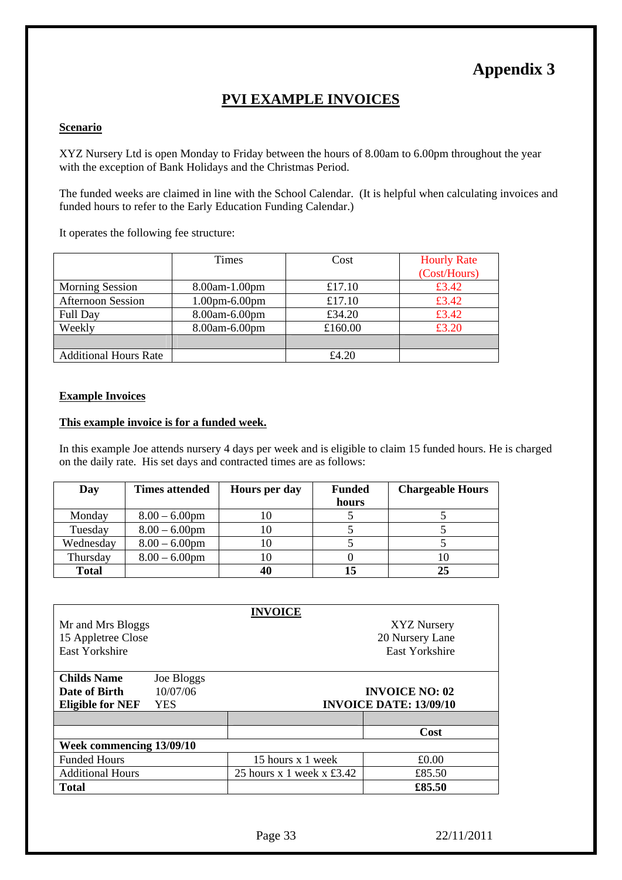# Appendix 3

## PVI EXAMPLE INVOICES

**Scenario**

XYZ Nursery Ltd is open Monday to Friday between the hours of 8.00am to 6.00pm throughout the year with the exception of Bank Holidays and the Christmas Period.

The funded weeks are claimed in line with the School Calendar. (It is helpful when calculating invoices and funded hours to refer to the Early Education Funding Calendar.)

It operates the following fee structure:

| | Times | Cost | Hourly Rate (Cost/Hours) |
|---|---|---|---|
| Morning Session | 8.00am-1.00pm | £17.10 | £3.42 |
| Afternoon Session | 1.00pm-6.00pm | £17.10 | £3.42 |
| Full Day | 8.00am-6.00pm | £34.20 | £3.42 |
| Weekly | 8.00am-6.00pm | £160.00 | £3.20 |
| | | | |
| Additional Hours Rate | | £4.20 | |

**Example Invoices**

**This example invoice is for a funded week.**

In this example Joe attends nursery 4 days per week and is eligible to claim 15 funded hours. He is charged on the daily rate. His set days and contracted times are as follows:

| Day | Times attended | Hours per day | Funded hours | Chargeable Hours |
|---|---|---|---|---|
| Monday | 8.00 – 6.00pm | 10 | 5 | 5 |
| Tuesday | 8.00 – 6.00pm | 10 | 5 | 5 |
| Wednesday | 8.00 – 6.00pm | 10 | 5 | 5 |
| Thursday | 8.00 – 6.00pm | 10 | 0 | 10 |
| **Total** | | **40** | **15** | **25** |

**INVOICE**

Mr and Mrs Bloggs
15 Appletree Close
East Yorkshire

XYZ Nursery
20 Nursery Lane
East Yorkshire

**Childs Name** Joe Bloggs
**Date of Birth** 10/07/06
**Eligible for NEF** YES

**INVOICE NO: 02**
**INVOICE DATE: 13/09/10**

| | | Cost |
|---|---|---|
| **Week commencing 13/09/10** | | |
| Funded Hours | 15 hours x 1 week | £0.00 |
| Additional Hours | 25 hours x 1 week x £3.42 | £85.50 |
| **Total** | | **£85.50** |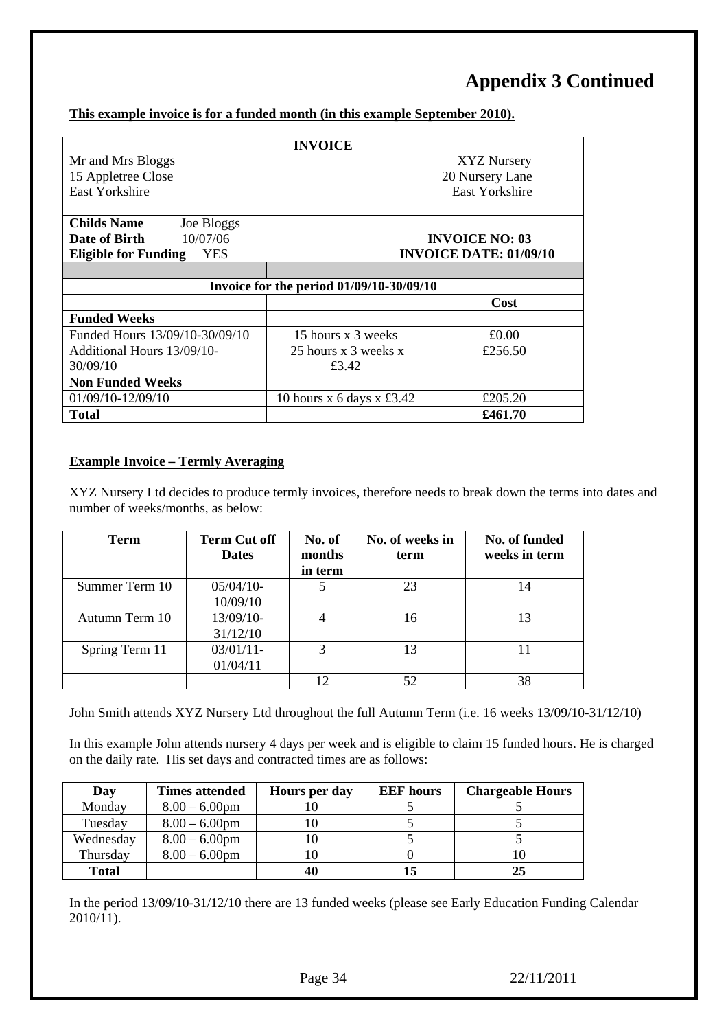# Appendix 3 Continued

**This example invoice is for a funded month (in this example September 2010).**

| INVOICE | | |
|---|---|---|
| Mr and Mrs Bloggs<br>15 Appletree Close<br>East Yorkshire | | XYZ Nursery<br>20 Nursery Lane<br>East Yorkshire |
| **Childs Name** Joe Bloggs<br>**Date of Birth** 10/07/06<br>**Eligible for Funding** YES | | **INVOICE NO: 03**<br>**INVOICE DATE: 01/09/10** |
| | | |
| **Invoice for the period 01/09/10-30/09/10** | | |
| | | **Cost** |
| **Funded Weeks** | | |
| Funded Hours 13/09/10-30/09/10 | 15 hours x 3 weeks | £0.00 |
| Additional Hours 13/09/10-30/09/10 | 25 hours x 3 weeks x £3.42 | £256.50 |
| **Non Funded Weeks** | | |
| 01/09/10-12/09/10 | 10 hours x 6 days x £3.42 | £205.20 |
| **Total** | | **£461.70** |

**Example Invoice – Termly Averaging**

XYZ Nursery Ltd decides to produce termly invoices, therefore needs to break down the terms into dates and number of weeks/months, as below:

| Term | Term Cut off Dates | No. of months in term | No. of weeks in term | No. of funded weeks in term |
|---|---|---|---|---|
| Summer Term 10 | 05/04/10-10/09/10 | 5 | 23 | 14 |
| Autumn Term 10 | 13/09/10-31/12/10 | 4 | 16 | 13 |
| Spring Term 11 | 03/01/11-01/04/11 | 3 | 13 | 11 |
| | | 12 | 52 | 38 |

John Smith attends XYZ Nursery Ltd throughout the full Autumn Term (i.e. 16 weeks 13/09/10-31/12/10)

In this example John attends nursery 4 days per week and is eligible to claim 15 funded hours. He is charged on the daily rate. His set days and contracted times are as follows:

| Day | Times attended | Hours per day | EEF hours | Chargeable Hours |
|---|---|---|---|---|
| Monday | 8.00 – 6.00pm | 10 | 5 | 5 |
| Tuesday | 8.00 – 6.00pm | 10 | 5 | 5 |
| Wednesday | 8.00 – 6.00pm | 10 | 5 | 5 |
| Thursday | 8.00 – 6.00pm | 10 | 0 | 10 |
| **Total** | | **40** | **15** | **25** |

In the period 13/09/10-31/12/10 there are 13 funded weeks (please see Early Education Funding Calendar 2010/11).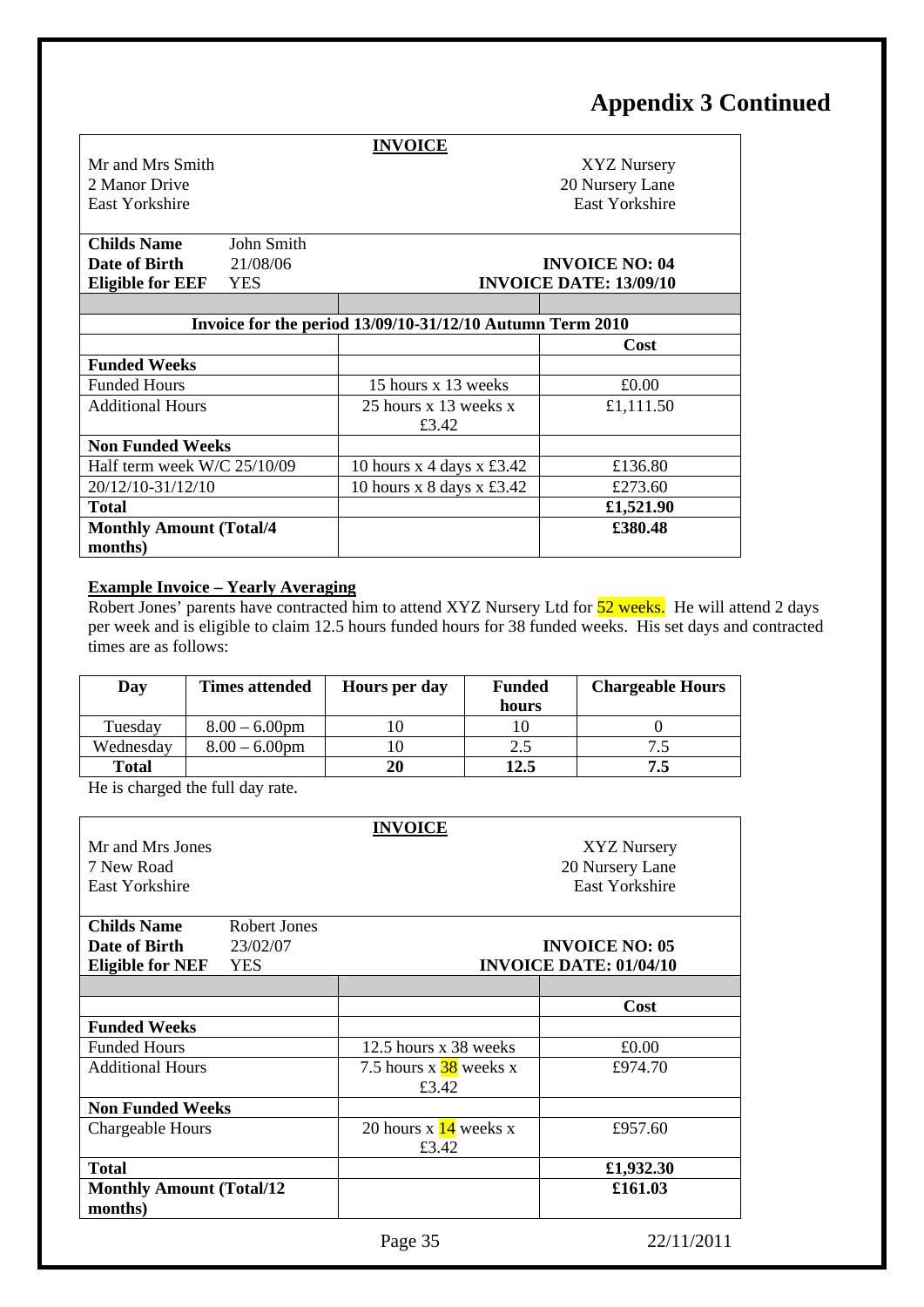# Appendix 3 Continued

| **INVOICE** | | |
|---|---|---|
| Mr and Mrs Smith<br>2 Manor Drive<br>East Yorkshire | | XYZ Nursery<br>20 Nursery Lane<br>East Yorkshire |
| **Childs Name** John Smith<br>**Date of Birth** 21/08/06<br>**Eligible for EEF** YES | | **INVOICE NO: 04**<br>**INVOICE DATE: 13/09/10** |
| | | |
| **Invoice for the period 13/09/10-31/12/10 Autumn Term 2010** | | |
| | | **Cost** |
| **Funded Weeks** | | |
| Funded Hours | 15 hours x 13 weeks | £0.00 |
| Additional Hours | 25 hours x 13 weeks x £3.42 | £1,111.50 |
| **Non Funded Weeks** | | |
| Half term week W/C 25/10/09 | 10 hours x 4 days x £3.42 | £136.80 |
| 20/12/10-31/12/10 | 10 hours x 8 days x £3.42 | £273.60 |
| **Total** | | **£1,521.90** |
| **Monthly Amount (Total/4 months)** | | **£380.48** |

**Example Invoice – Yearly Averaging**

Robert Jones' parents have contracted him to attend XYZ Nursery Ltd for 52 weeks. He will attend 2 days per week and is eligible to claim 12.5 hours funded hours for 38 funded weeks. His set days and contracted times are as follows:

| Day | Times attended | Hours per day | Funded hours | Chargeable Hours |
|---|---|---|---|---|
| Tuesday | 8.00 – 6.00pm | 10 | 10 | 0 |
| Wednesday | 8.00 – 6.00pm | 10 | 2.5 | 7.5 |
| **Total** | | **20** | **12.5** | **7.5** |

He is charged the full day rate.

| **INVOICE** | | |
|---|---|---|
| Mr and Mrs Jones<br>7 New Road<br>East Yorkshire | | XYZ Nursery<br>20 Nursery Lane<br>East Yorkshire |
| **Childs Name** Robert Jones<br>**Date of Birth** 23/02/07<br>**Eligible for NEF** YES | | **INVOICE NO: 05**<br>**INVOICE DATE: 01/04/10** |
| | | |
| | | **Cost** |
| **Funded Weeks** | | |
| Funded Hours | 12.5 hours x 38 weeks | £0.00 |
| Additional Hours | 7.5 hours x 38 weeks x £3.42 | £974.70 |
| **Non Funded Weeks** | | |
| Chargeable Hours | 20 hours x 14 weeks x £3.42 | £957.60 |
| **Total** | | **£1,932.30** |
| **Monthly Amount (Total/12 months)** | | **£161.03** |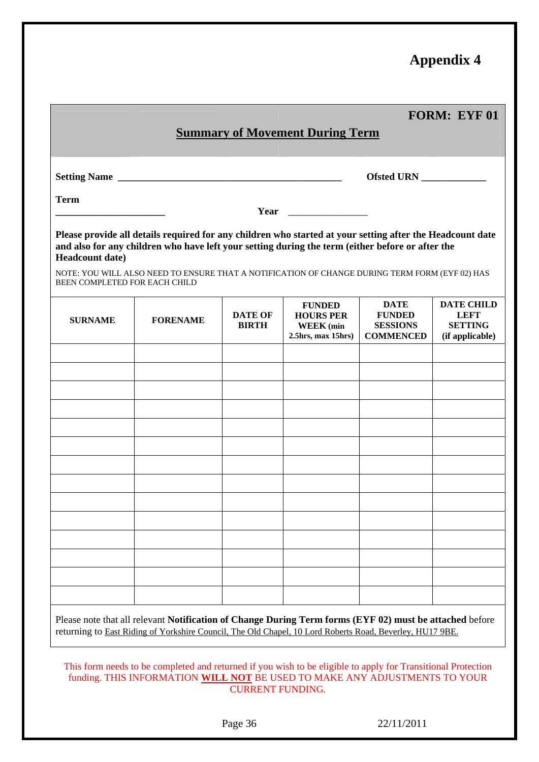# Appendix 4

**FORM: EYF 01**

## Summary of Movement During Term

**Setting Name** ____________________________________________ **Ofsted URN** ____________

**Term** ______________________ **Year** ________________

**Please provide all details required for any children who started at your setting after the Headcount date and also for any children who have left your setting during the term (either before or after the Headcount date)**

NOTE: YOU WILL ALSO NEED TO ENSURE THAT A NOTIFICATION OF CHANGE DURING TERM FORM (EYF 02) HAS BEEN COMPLETED FOR EACH CHILD

| SURNAME | FORENAME | DATE OF BIRTH | FUNDED HOURS PER WEEK (min 2.5hrs, max 15hrs) | DATE FUNDED SESSIONS COMMENCED | DATE CHILD LEFT SETTING (if applicable) |
|---|---|---|---|---|---|
| | | | | | |
| | | | | | |
| | | | | | |
| | | | | | |
| | | | | | |
| | | | | | |
| | | | | | |
| | | | | | |
| | | | | | |
| | | | | | |
| | | | | | |
| | | | | | |
| | | | | | |
| | | | | | |

Please note that all relevant **Notification of Change During Term forms (EYF 02) must be attached** before returning to East Riding of Yorkshire Council, The Old Chapel, 10 Lord Roberts Road, Beverley, HU17 9BE.

This form needs to be completed and returned if you wish to be eligible to apply for Transitional Protection funding. THIS INFORMATION **WILL NOT** BE USED TO MAKE ANY ADJUSTMENTS TO YOUR CURRENT FUNDING.

22/11/2011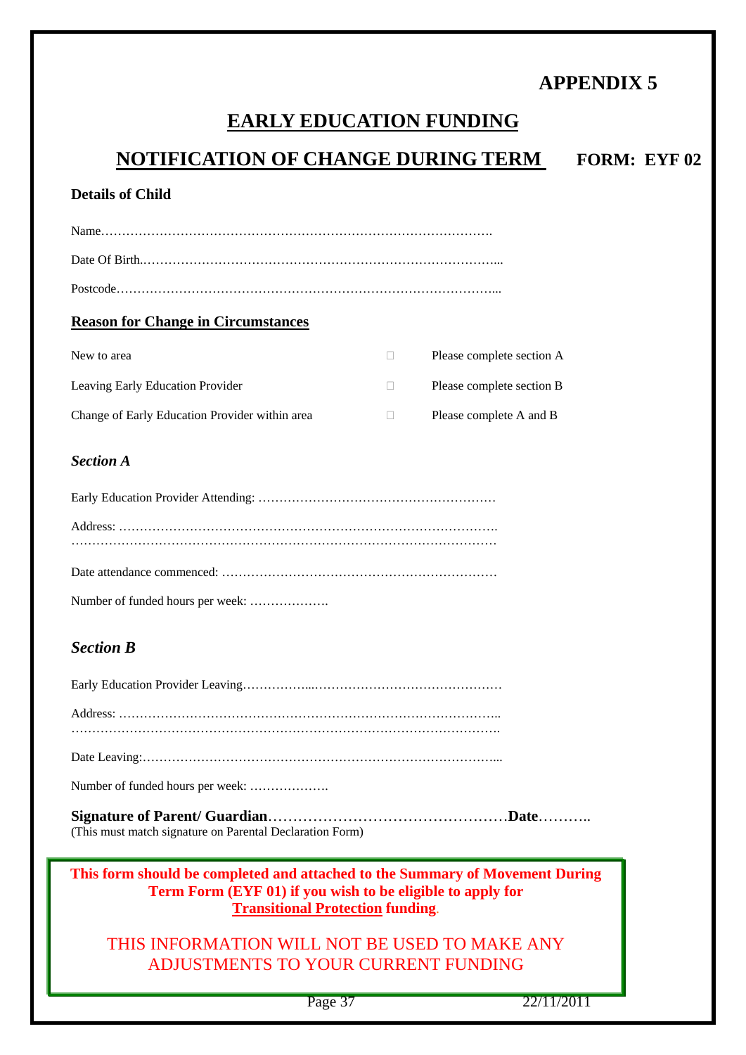**APPENDIX 5**

# EARLY EDUCATION FUNDING

## NOTIFICATION OF CHANGE DURING TERM

**FORM: EYF 02**

**Details of Child**

Name……………………………………………………………………………….

Date Of Birth.…………………………………………………………………………...

Postcode………………………………………………………………………………...

**Reason for Change in Circumstances**

| | | |
|---|---|---|
| New to area | ☐ | Please complete section A |
| Leaving Early Education Provider | ☐ | Please complete section B |
| Change of Early Education Provider within area | ☐ | Please complete A and B |

***Section A***

Early Education Provider Attending: …………………………………………………

Address: ……………………………………………………………………………….
………………………………………………………………………………………

Date attendance commenced: …………………………………………………………

Number of funded hours per week: ……………….

***Section B***

Early Education Provider Leaving……………...………………………………………

Address: ………………………………………………………………………………..
……………………………………………………………………………………….

Date Leaving:…………………………………………………………………………...

Number of funded hours per week: ……………….

**Signature of Parent/ Guardian**…………………………………………**Date**………..
(This must match signature on Parental Declaration Form)

**This form should be completed and attached to the Summary of Movement During Term Form (EYF 01) if you wish to be eligible to apply for Transitional Protection funding.**

THIS INFORMATION WILL NOT BE USED TO MAKE ANY ADJUSTMENTS TO YOUR CURRENT FUNDING

22/11/2011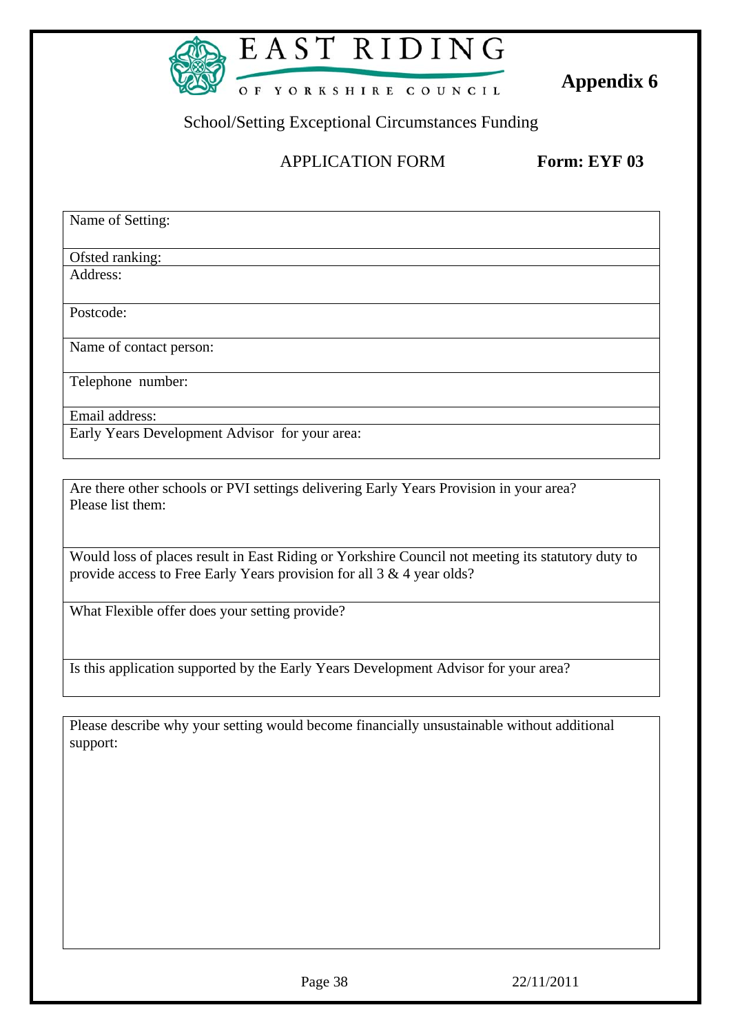**Appendix 6**

EAST RIDING OF YORKSHIRE COUNCIL

School/Setting Exceptional Circumstances Funding

APPLICATION FORM **Form: EYF 03**

| Name of Setting: |
|---|
| Ofsted ranking: |
| Address: |
| Postcode: |
| Name of contact person: |
| Telephone number: |
| Email address: |
| Early Years Development Advisor for your area: |

| Are there other schools or PVI settings delivering Early Years Provision in your area? Please list them: |
|---|
| Would loss of places result in East Riding or Yorkshire Council not meeting its statutory duty to provide access to Free Early Years provision for all 3 & 4 year olds? |
| What Flexible offer does your setting provide? |
| Is this application supported by the Early Years Development Advisor for your area? |

| Please describe why your setting would become financially unsustainable without additional support: |
|---|
| |

22/11/2011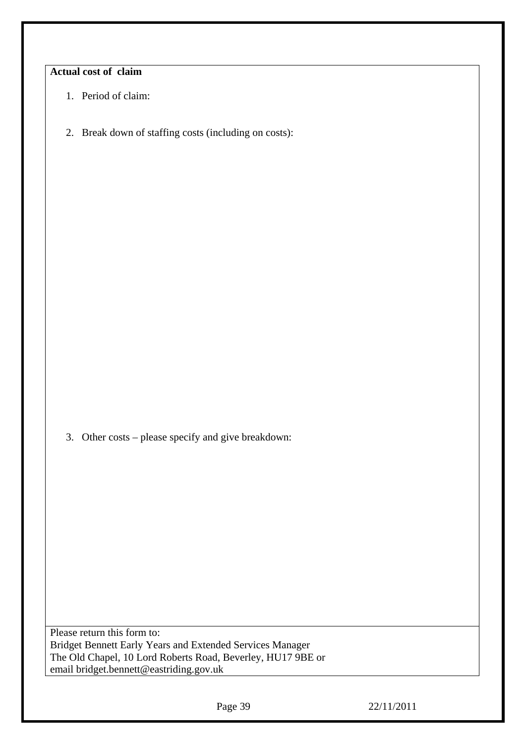**Actual cost of claim**

1. Period of claim:

2. Break down of staffing costs (including on costs):

3. Other costs – please specify and give breakdown:

Please return this form to:
Bridget Bennett Early Years and Extended Services Manager
The Old Chapel, 10 Lord Roberts Road, Beverley, HU17 9BE or
email bridget.bennett@eastriding.gov.uk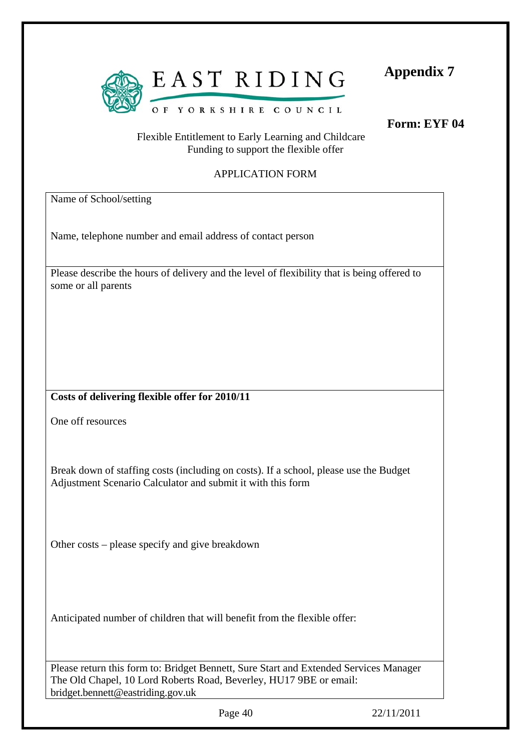**EAST RIDING**
OF YORKSHIRE COUNCIL

**Appendix 7**

**Form: EYF 04**

Flexible Entitlement to Early Learning and Childcare
Funding to support the flexible offer

APPLICATION FORM

| Name of School/setting<br><br><br>Name, telephone number and email address of contact person |
|---|
| Please describe the hours of delivery and the level of flexibility that is being offered to some or all parents |
| **Costs of delivering flexible offer for 2010/11**<br><br>One off resources<br><br><br>Break down of staffing costs (including on costs). If a school, please use the Budget Adjustment Scenario Calculator and submit it with this form<br><br><br>Other costs – please specify and give breakdown<br><br><br>Anticipated number of children that will benefit from the flexible offer: |
| Please return this form to: Bridget Bennett, Sure Start and Extended Services Manager The Old Chapel, 10 Lord Roberts Road, Beverley, HU17 9BE or email: bridget.bennett@eastriding.gov.uk |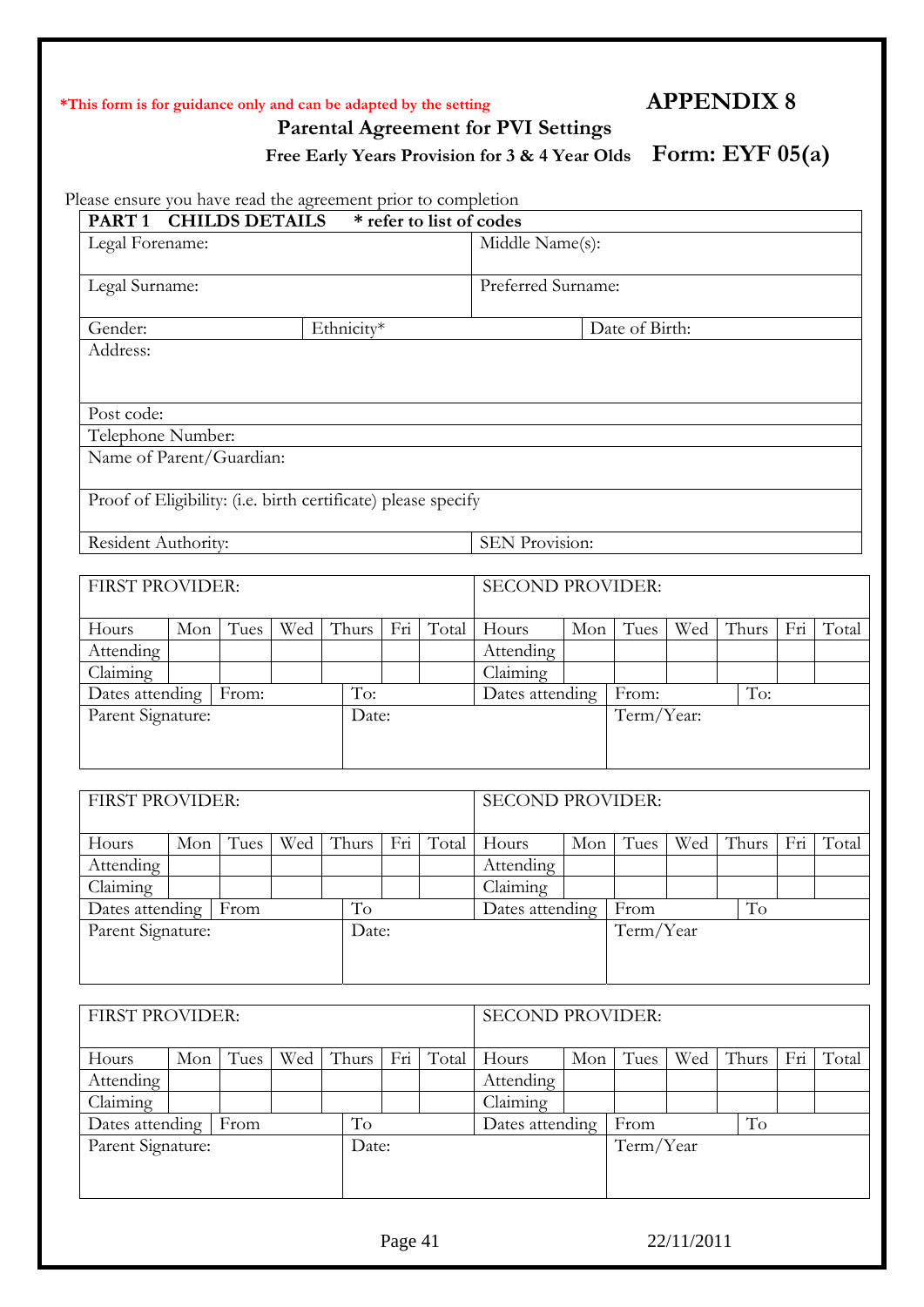*This form is for guidance only and can be adapted by the setting

# APPENDIX 8

## Parental Agreement for PVI Settings

### Free Early Years Provision for 3 & 4 Year Olds

### Form: EYF 05(a)

Please ensure you have read the agreement prior to completion

| **PART 1 CHILDS DETAILS** | **\* refer to list of codes** | |
|---|---|---|
| Legal Forename: | Middle Name(s): | |
| Legal Surname: | Preferred Surname: | |
| Gender: | Ethnicity* | Date of Birth: |
| Address: | | |
| Post code: | | |
| Telephone Number: | | |
| Name of Parent/Guardian: | | |
| Proof of Eligibility: (i.e. birth certificate) please specify | | |
| Resident Authority: | SEN Provision: | |

| FIRST PROVIDER: | | | | | | | SECOND PROVIDER: | | | | | | |
|---|---|---|---|---|---|---|---|---|---|---|---|---|---|
| Hours | Mon | Tues | Wed | Thurs | Fri | Total | Hours | Mon | Tues | Wed | Thurs | Fri | Total |
| Attending | | | | | | | Attending | | | | | | |
| Claiming | | | | | | | Claiming | | | | | | |
| Dates attending | From: | | | To: | | | Dates attending | From: | | | To: | | |
| Parent Signature: | | | | Date: | | | | Term/Year: | | | | | |

| FIRST PROVIDER: | | | | | | | SECOND PROVIDER: | | | | | | |
|---|---|---|---|---|---|---|---|---|---|---|---|---|---|
| Hours | Mon | Tues | Wed | Thurs | Fri | Total | Hours | Mon | Tues | Wed | Thurs | Fri | Total |
| Attending | | | | | | | Attending | | | | | | |
| Claiming | | | | | | | Claiming | | | | | | |
| Dates attending | From | | | To | | | Dates attending | From | | | To | | |
| Parent Signature: | | | | Date: | | | | Term/Year | | | | | |

| FIRST PROVIDER: | | | | | | | SECOND PROVIDER: | | | | | | |
|---|---|---|---|---|---|---|---|---|---|---|---|---|---|
| Hours | Mon | Tues | Wed | Thurs | Fri | Total | Hours | Mon | Tues | Wed | Thurs | Fri | Total |
| Attending | | | | | | | Attending | | | | | | |
| Claiming | | | | | | | Claiming | | | | | | |
| Dates attending | From | | | To | | | Dates attending | From | | | To | | |
| Parent Signature: | | | | Date: | | | | Term/Year | | | | | |

22/11/2011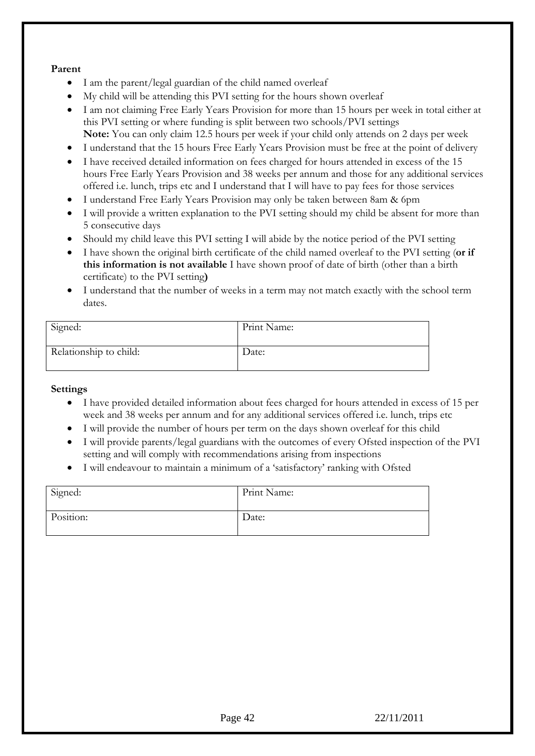**Parent**

- I am the parent/legal guardian of the child named overleaf
- My child will be attending this PVI setting for the hours shown overleaf
- I am not claiming Free Early Years Provision for more than 15 hours per week in total either at this PVI setting or where funding is split between two schools/PVI settings
  **Note:** You can only claim 12.5 hours per week if your child only attends on 2 days per week
- I understand that the 15 hours Free Early Years Provision must be free at the point of delivery
- I have received detailed information on fees charged for hours attended in excess of the 15 hours Free Early Years Provision and 38 weeks per annum and those for any additional services offered i.e. lunch, trips etc and I understand that I will have to pay fees for those services
- I understand Free Early Years Provision may only be taken between 8am & 6pm
- I will provide a written explanation to the PVI setting should my child be absent for more than 5 consecutive days
- Should my child leave this PVI setting I will abide by the notice period of the PVI setting
- I have shown the original birth certificate of the child named overleaf to the PVI setting (**or if this information is not available** I have shown proof of date of birth (other than a birth certificate) to the PVI setting**)**
- I understand that the number of weeks in a term may not match exactly with the school term dates.

| Signed: | Print Name: |
|---|---|
| Relationship to child: | Date: |

**Settings**

- I have provided detailed information about fees charged for hours attended in excess of 15 per week and 38 weeks per annum and for any additional services offered i.e. lunch, trips etc
- I will provide the number of hours per term on the days shown overleaf for this child
- I will provide parents/legal guardians with the outcomes of every Ofsted inspection of the PVI setting and will comply with recommendations arising from inspections
- I will endeavour to maintain a minimum of a 'satisfactory' ranking with Ofsted

| Signed: | Print Name: |
|---|---|
| Position: | Date: |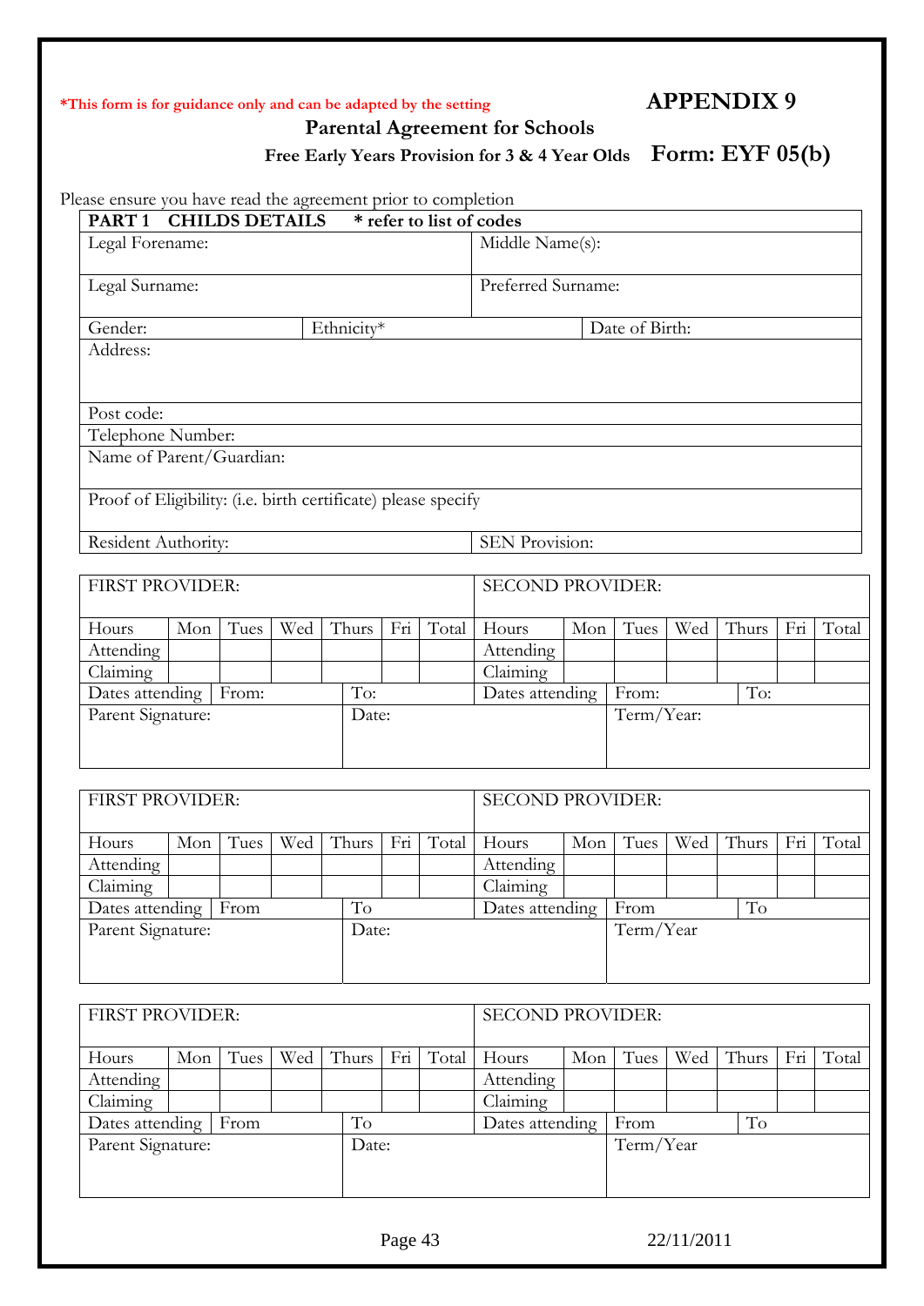*This form is for guidance only and can be adapted by the setting

# APPENDIX 9

## Parental Agreement for Schools

### Free Early Years Provision for 3 & 4 Year Olds — Form: EYF 05(b)

Please ensure you have read the agreement prior to completion

| **PART 1 CHILDS DETAILS** | **\* refer to list of codes** | |
|---|---|---|
| Legal Forename: | Middle Name(s): | |
| Legal Surname: | Preferred Surname: | |
| Gender: | Ethnicity* | Date of Birth: |
| Address: | | |
| Post code: | | |
| Telephone Number: | | |
| Name of Parent/Guardian: | | |
| Proof of Eligibility: (i.e. birth certificate) please specify | | |
| Resident Authority: | SEN Provision: | |

| FIRST PROVIDER: | | | | | | | SECOND PROVIDER: | | | | | | |
|---|---|---|---|---|---|---|---|---|---|---|---|---|---|
| Hours | Mon | Tues | Wed | Thurs | Fri | Total | Hours | Mon | Tues | Wed | Thurs | Fri | Total |
| Attending | | | | | | | Attending | | | | | | |
| Claiming | | | | | | | Claiming | | | | | | |
| Dates attending | From: | | | To: | | | Dates attending | From: | | | To: | | |
| Parent Signature: | | | | Date: | | | | Term/Year: | | | | | |

| FIRST PROVIDER: | | | | | | | SECOND PROVIDER: | | | | | | |
|---|---|---|---|---|---|---|---|---|---|---|---|---|---|
| Hours | Mon | Tues | Wed | Thurs | Fri | Total | Hours | Mon | Tues | Wed | Thurs | Fri | Total |
| Attending | | | | | | | Attending | | | | | | |
| Claiming | | | | | | | Claiming | | | | | | |
| Dates attending | From | | | To | | | Dates attending | From | | | To | | |
| Parent Signature: | | | | Date: | | | | Term/Year | | | | | |

| FIRST PROVIDER: | | | | | | | SECOND PROVIDER: | | | | | | |
|---|---|---|---|---|---|---|---|---|---|---|---|---|---|
| Hours | Mon | Tues | Wed | Thurs | Fri | Total | Hours | Mon | Tues | Wed | Thurs | Fri | Total |
| Attending | | | | | | | Attending | | | | | | |
| Claiming | | | | | | | Claiming | | | | | | |
| Dates attending | From | | | To | | | Dates attending | From | | | To | | |
| Parent Signature: | | | | Date: | | | | Term/Year | | | | | |

22/11/2011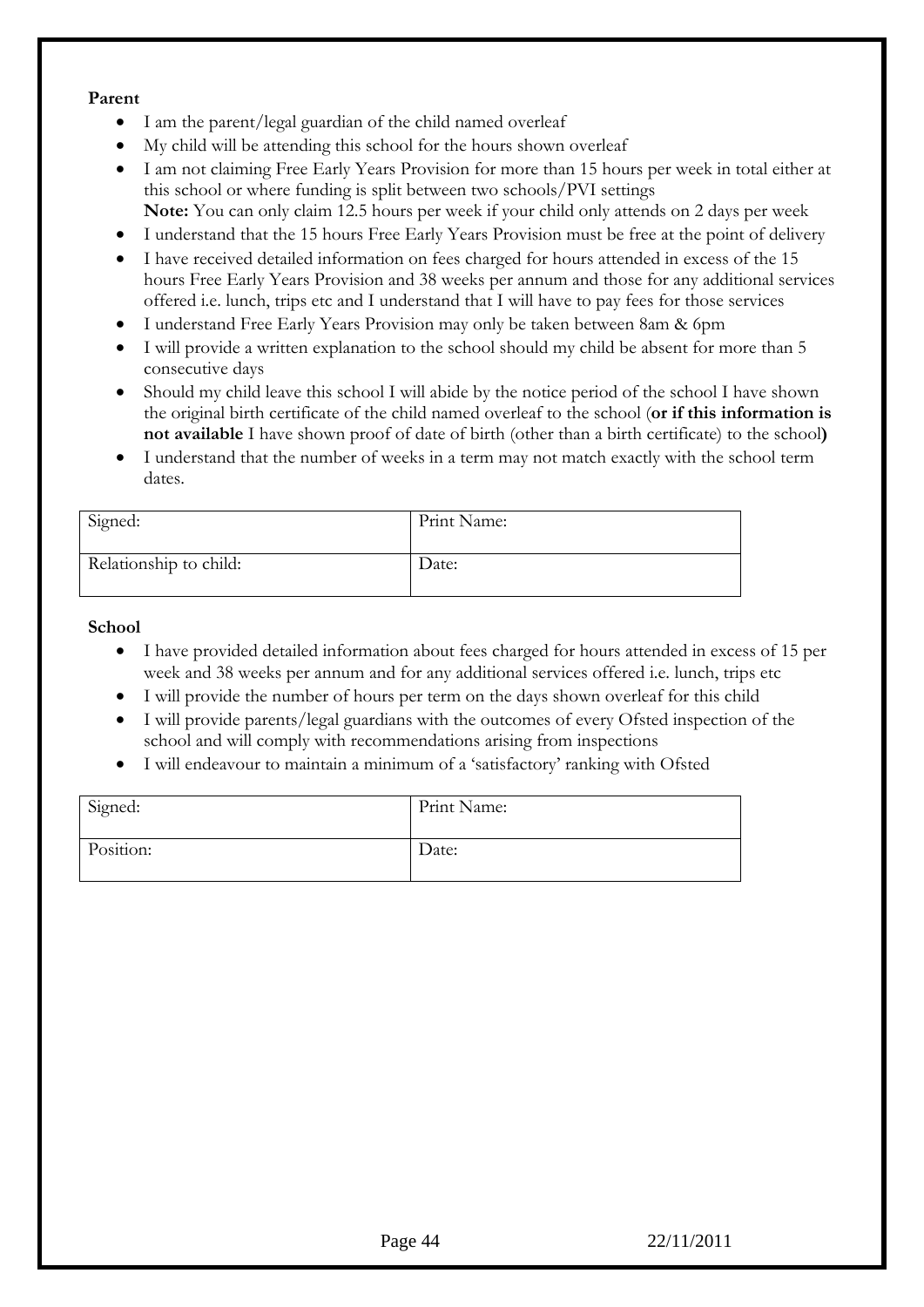**Parent**

- I am the parent/legal guardian of the child named overleaf
- My child will be attending this school for the hours shown overleaf
- I am not claiming Free Early Years Provision for more than 15 hours per week in total either at this school or where funding is split between two schools/PVI settings
  **Note:** You can only claim 12.5 hours per week if your child only attends on 2 days per week
- I understand that the 15 hours Free Early Years Provision must be free at the point of delivery
- I have received detailed information on fees charged for hours attended in excess of the 15 hours Free Early Years Provision and 38 weeks per annum and those for any additional services offered i.e. lunch, trips etc and I understand that I will have to pay fees for those services
- I understand Free Early Years Provision may only be taken between 8am & 6pm
- I will provide a written explanation to the school should my child be absent for more than 5 consecutive days
- Should my child leave this school I will abide by the notice period of the school I have shown the original birth certificate of the child named overleaf to the school (**or if this information is not available** I have shown proof of date of birth (other than a birth certificate) to the school**)**
- I understand that the number of weeks in a term may not match exactly with the school term dates.

| | |
|---|---|
| Signed: | Print Name: |
| Relationship to child: | Date: |

**School**

- I have provided detailed information about fees charged for hours attended in excess of 15 per week and 38 weeks per annum and for any additional services offered i.e. lunch, trips etc
- I will provide the number of hours per term on the days shown overleaf for this child
- I will provide parents/legal guardians with the outcomes of every Ofsted inspection of the school and will comply with recommendations arising from inspections
- I will endeavour to maintain a minimum of a 'satisfactory' ranking with Ofsted

| | |
|---|---|
| Signed: | Print Name: |
| Position: | Date: |